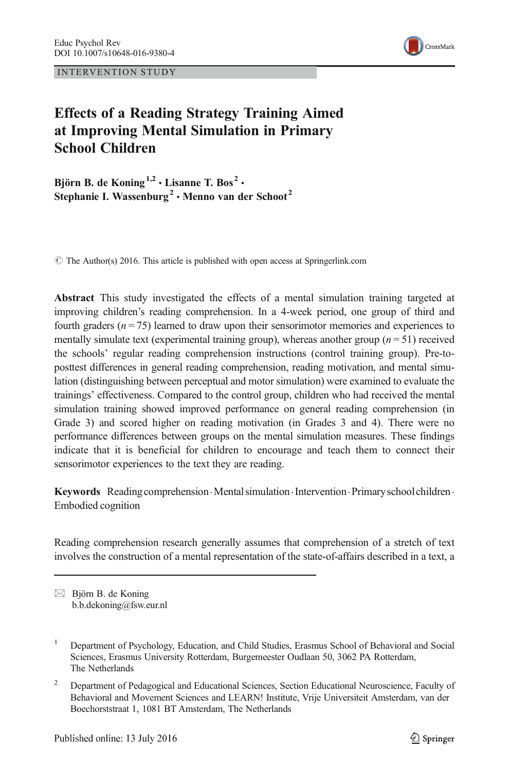INTERVENTION STUDY

# Effects of a Reading Strategy Training Aimed at Improving Mental Simulation in Primary School Children

**Björn B. de Koning**[1,2] **· Lisanne T. Bos**[2] **· Stephanie I. Wassenburg**[2] **· Menno van der Schoot**[2]

© The Author(s) 2016. This article is published with open access at Springerlink.com

**Abstract** This study investigated the effects of a mental simulation training targeted at improving children's reading comprehension. In a 4-week period, one group of third and fourth graders ($n = 75$) learned to draw upon their sensorimotor memories and experiences to mentally simulate text (experimental training group), whereas another group ($n = 51$) received the schools' regular reading comprehension instructions (control training group). Pre-to-posttest differences in general reading comprehension, reading motivation, and mental simulation (distinguishing between perceptual and motor simulation) were examined to evaluate the trainings' effectiveness. Compared to the control group, children who had received the mental simulation training showed improved performance on general reading comprehension (in Grade 3) and scored higher on reading motivation (in Grades 3 and 4). There were no performance differences between groups on the mental simulation measures. These findings indicate that it is beneficial for children to encourage and teach them to connect their sensorimotor experiences to the text they are reading.

**Keywords** Reading comprehension · Mental simulation · Intervention · Primary school children · Embodied cognition

Reading comprehension research generally assumes that comprehension of a stretch of text involves the construction of a mental representation of the state-of-affairs described in a text, a

---

✉ Björn B. de Koning
b.b.dekoning@fsw.eur.nl

[1] Department of Psychology, Education, and Child Studies, Erasmus School of Behavioral and Social Sciences, Erasmus University Rotterdam, Burgemeester Oudlaan 50, 3062 PA Rotterdam, The Netherlands

[2] Department of Pedagogical and Educational Sciences, Section Educational Neuroscience, Faculty of Behavioral and Movement Sciences and LEARN! Institute, Vrije Universiteit Amsterdam, van der Boechorststraat 1, 1081 BT Amsterdam, The Netherlands

Published online: 13 July 2016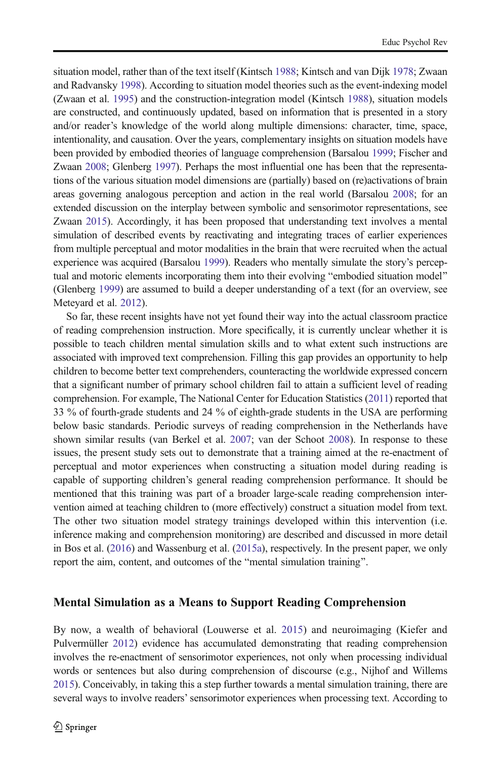situation model, rather than of the text itself (Kintsch 1988; Kintsch and van Dijk 1978; Zwaan and Radvansky 1998). According to situation model theories such as the event-indexing model (Zwaan et al. 1995) and the construction-integration model (Kintsch 1988), situation models are constructed, and continuously updated, based on information that is presented in a story and/or reader's knowledge of the world along multiple dimensions: character, time, space, intentionality, and causation. Over the years, complementary insights on situation models have been provided by embodied theories of language comprehension (Barsalou 1999; Fischer and Zwaan 2008; Glenberg 1997). Perhaps the most influential one has been that the representations of the various situation model dimensions are (partially) based on (re)activations of brain areas governing analogous perception and action in the real world (Barsalou 2008; for an extended discussion on the interplay between symbolic and sensorimotor representations, see Zwaan 2015). Accordingly, it has been proposed that understanding text involves a mental simulation of described events by reactivating and integrating traces of earlier experiences from multiple perceptual and motor modalities in the brain that were recruited when the actual experience was acquired (Barsalou 1999). Readers who mentally simulate the story's perceptual and motoric elements incorporating them into their evolving "embodied situation model" (Glenberg 1999) are assumed to build a deeper understanding of a text (for an overview, see Meteyard et al. 2012).

So far, these recent insights have not yet found their way into the actual classroom practice of reading comprehension instruction. More specifically, it is currently unclear whether it is possible to teach children mental simulation skills and to what extent such instructions are associated with improved text comprehension. Filling this gap provides an opportunity to help children to become better text comprehenders, counteracting the worldwide expressed concern that a significant number of primary school children fail to attain a sufficient level of reading comprehension. For example, The National Center for Education Statistics (2011) reported that 33 % of fourth-grade students and 24 % of eighth-grade students in the USA are performing below basic standards. Periodic surveys of reading comprehension in the Netherlands have shown similar results (van Berkel et al. 2007; van der Schoot 2008). In response to these issues, the present study sets out to demonstrate that a training aimed at the re-enactment of perceptual and motor experiences when constructing a situation model during reading is capable of supporting children's general reading comprehension performance. It should be mentioned that this training was part of a broader large-scale reading comprehension intervention aimed at teaching children to (more effectively) construct a situation model from text. The other two situation model strategy trainings developed within this intervention (i.e. inference making and comprehension monitoring) are described and discussed in more detail in Bos et al. (2016) and Wassenburg et al. (2015a), respectively. In the present paper, we only report the aim, content, and outcomes of the "mental simulation training".

## Mental Simulation as a Means to Support Reading Comprehension

By now, a wealth of behavioral (Louwerse et al. 2015) and neuroimaging (Kiefer and Pulvermüller 2012) evidence has accumulated demonstrating that reading comprehension involves the re-enactment of sensorimotor experiences, not only when processing individual words or sentences but also during comprehension of discourse (e.g., Nijhof and Willems 2015). Conceivably, in taking this a step further towards a mental simulation training, there are several ways to involve readers' sensorimotor experiences when processing text. According to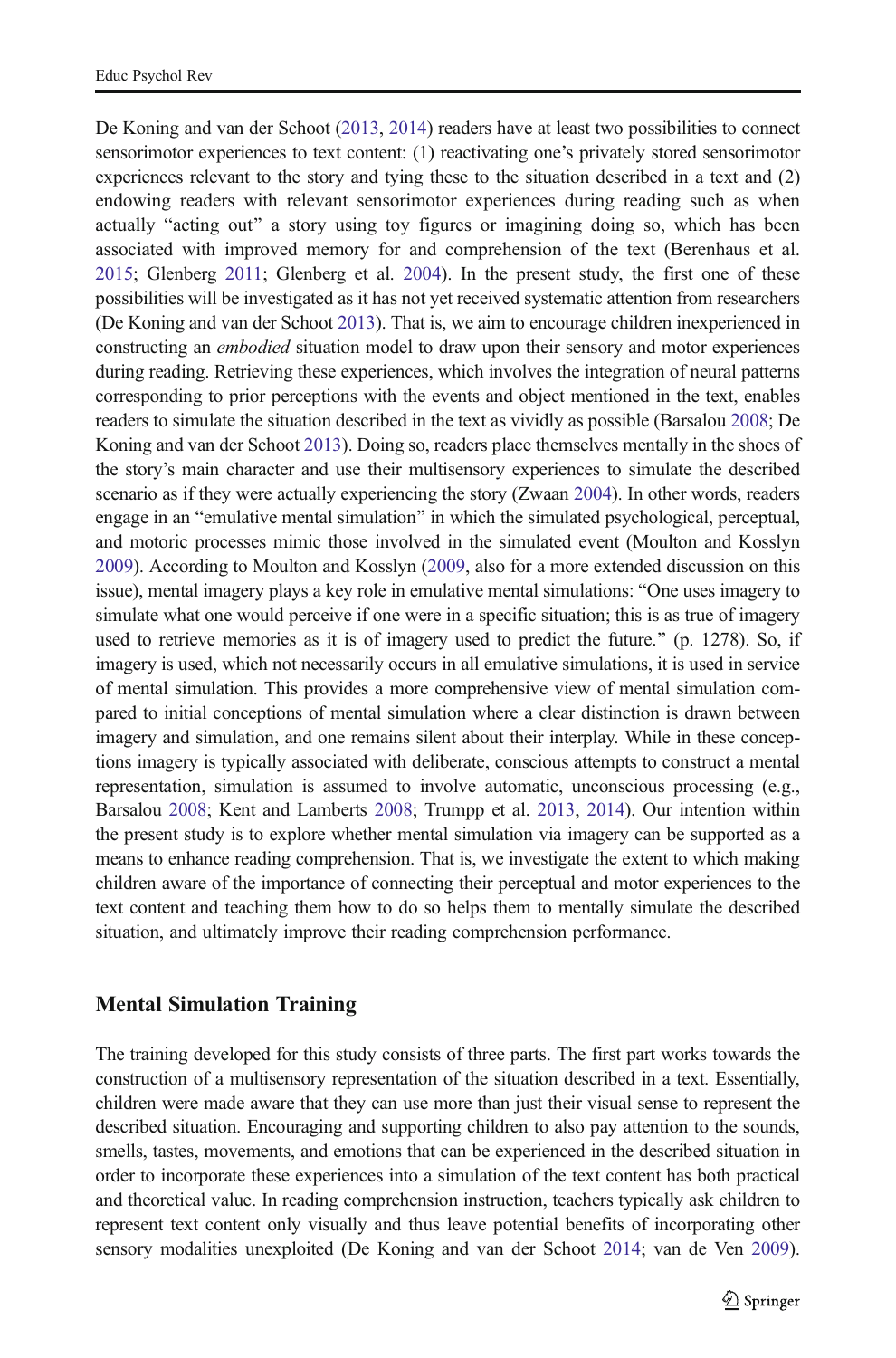De Koning and van der Schoot (2013, 2014) readers have at least two possibilities to connect sensorimotor experiences to text content: (1) reactivating one's privately stored sensorimotor experiences relevant to the story and tying these to the situation described in a text and (2) endowing readers with relevant sensorimotor experiences during reading such as when actually "acting out" a story using toy figures or imagining doing so, which has been associated with improved memory for and comprehension of the text (Berenhaus et al. 2015; Glenberg 2011; Glenberg et al. 2004). In the present study, the first one of these possibilities will be investigated as it has not yet received systematic attention from researchers (De Koning and van der Schoot 2013). That is, we aim to encourage children inexperienced in constructing an *embodied* situation model to draw upon their sensory and motor experiences during reading. Retrieving these experiences, which involves the integration of neural patterns corresponding to prior perceptions with the events and object mentioned in the text, enables readers to simulate the situation described in the text as vividly as possible (Barsalou 2008; De Koning and van der Schoot 2013). Doing so, readers place themselves mentally in the shoes of the story's main character and use their multisensory experiences to simulate the described scenario as if they were actually experiencing the story (Zwaan 2004). In other words, readers engage in an "emulative mental simulation" in which the simulated psychological, perceptual, and motoric processes mimic those involved in the simulated event (Moulton and Kosslyn 2009). According to Moulton and Kosslyn (2009, also for a more extended discussion on this issue), mental imagery plays a key role in emulative mental simulations: "One uses imagery to simulate what one would perceive if one were in a specific situation; this is as true of imagery used to retrieve memories as it is of imagery used to predict the future." (p. 1278). So, if imagery is used, which not necessarily occurs in all emulative simulations, it is used in service of mental simulation. This provides a more comprehensive view of mental simulation compared to initial conceptions of mental simulation where a clear distinction is drawn between imagery and simulation, and one remains silent about their interplay. While in these conceptions imagery is typically associated with deliberate, conscious attempts to construct a mental representation, simulation is assumed to involve automatic, unconscious processing (e.g., Barsalou 2008; Kent and Lamberts 2008; Trumpp et al. 2013, 2014). Our intention within the present study is to explore whether mental simulation via imagery can be supported as a means to enhance reading comprehension. That is, we investigate the extent to which making children aware of the importance of connecting their perceptual and motor experiences to the text content and teaching them how to do so helps them to mentally simulate the described situation, and ultimately improve their reading comprehension performance.

## Mental Simulation Training

The training developed for this study consists of three parts. The first part works towards the construction of a multisensory representation of the situation described in a text. Essentially, children were made aware that they can use more than just their visual sense to represent the described situation. Encouraging and supporting children to also pay attention to the sounds, smells, tastes, movements, and emotions that can be experienced in the described situation in order to incorporate these experiences into a simulation of the text content has both practical and theoretical value. In reading comprehension instruction, teachers typically ask children to represent text content only visually and thus leave potential benefits of incorporating other sensory modalities unexploited (De Koning and van der Schoot 2014; van de Ven 2009).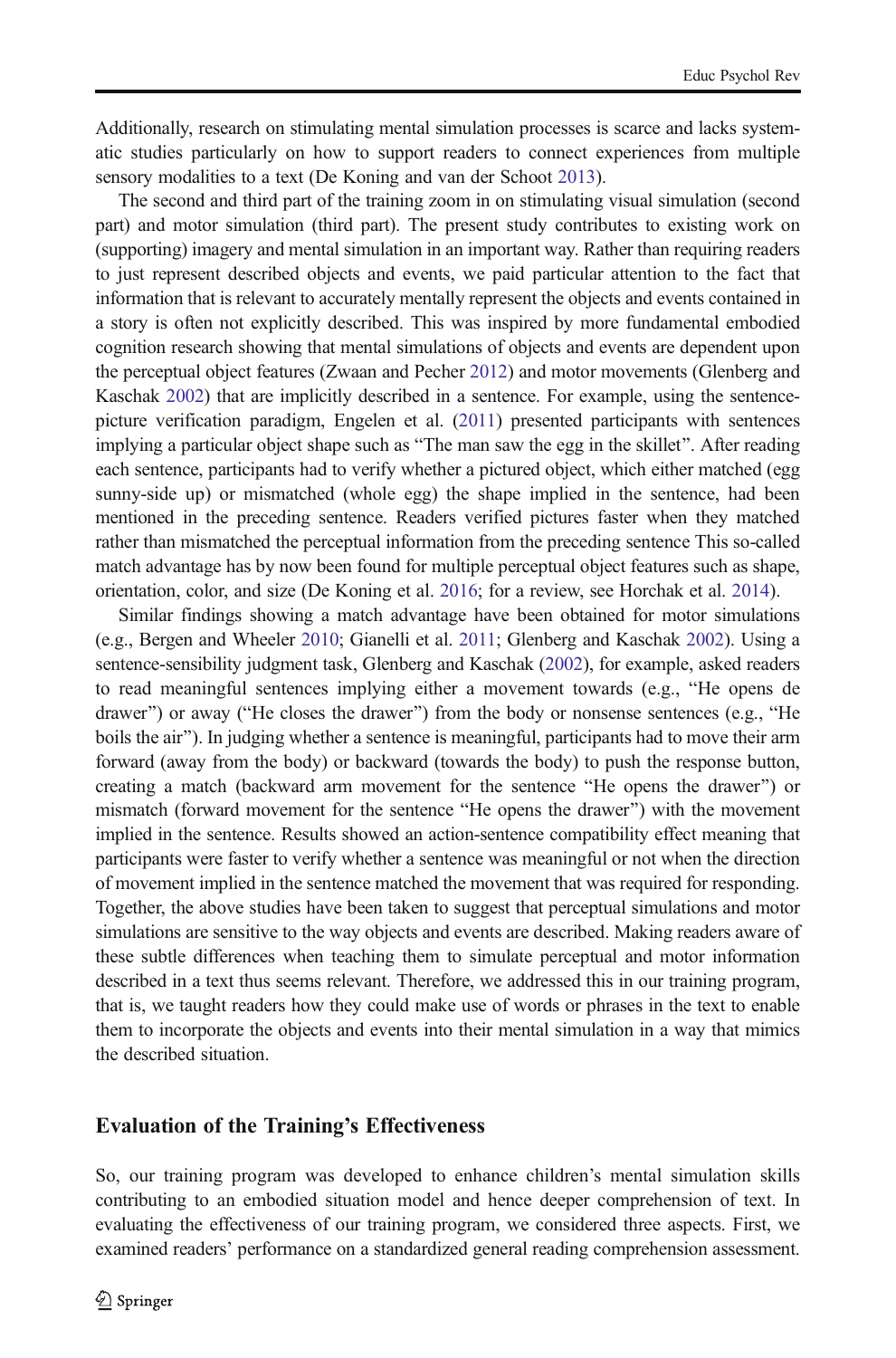Additionally, research on stimulating mental simulation processes is scarce and lacks systematic studies particularly on how to support readers to connect experiences from multiple sensory modalities to a text (De Koning and van der Schoot 2013).

The second and third part of the training zoom in on stimulating visual simulation (second part) and motor simulation (third part). The present study contributes to existing work on (supporting) imagery and mental simulation in an important way. Rather than requiring readers to just represent described objects and events, we paid particular attention to the fact that information that is relevant to accurately mentally represent the objects and events contained in a story is often not explicitly described. This was inspired by more fundamental embodied cognition research showing that mental simulations of objects and events are dependent upon the perceptual object features (Zwaan and Pecher 2012) and motor movements (Glenberg and Kaschak 2002) that are implicitly described in a sentence. For example, using the sentence-picture verification paradigm, Engelen et al. (2011) presented participants with sentences implying a particular object shape such as "The man saw the egg in the skillet". After reading each sentence, participants had to verify whether a pictured object, which either matched (egg sunny-side up) or mismatched (whole egg) the shape implied in the sentence, had been mentioned in the preceding sentence. Readers verified pictures faster when they matched rather than mismatched the perceptual information from the preceding sentence This so-called match advantage has by now been found for multiple perceptual object features such as shape, orientation, color, and size (De Koning et al. 2016; for a review, see Horchak et al. 2014).

Similar findings showing a match advantage have been obtained for motor simulations (e.g., Bergen and Wheeler 2010; Gianelli et al. 2011; Glenberg and Kaschak 2002). Using a sentence-sensibility judgment task, Glenberg and Kaschak (2002), for example, asked readers to read meaningful sentences implying either a movement towards (e.g., "He opens de drawer") or away ("He closes the drawer") from the body or nonsense sentences (e.g., "He boils the air"). In judging whether a sentence is meaningful, participants had to move their arm forward (away from the body) or backward (towards the body) to push the response button, creating a match (backward arm movement for the sentence "He opens the drawer") or mismatch (forward movement for the sentence "He opens the drawer") with the movement implied in the sentence. Results showed an action-sentence compatibility effect meaning that participants were faster to verify whether a sentence was meaningful or not when the direction of movement implied in the sentence matched the movement that was required for responding. Together, the above studies have been taken to suggest that perceptual simulations and motor simulations are sensitive to the way objects and events are described. Making readers aware of these subtle differences when teaching them to simulate perceptual and motor information described in a text thus seems relevant. Therefore, we addressed this in our training program, that is, we taught readers how they could make use of words or phrases in the text to enable them to incorporate the objects and events into their mental simulation in a way that mimics the described situation.

## Evaluation of the Training's Effectiveness

So, our training program was developed to enhance children's mental simulation skills contributing to an embodied situation model and hence deeper comprehension of text. In evaluating the effectiveness of our training program, we considered three aspects. First, we examined readers' performance on a standardized general reading comprehension assessment.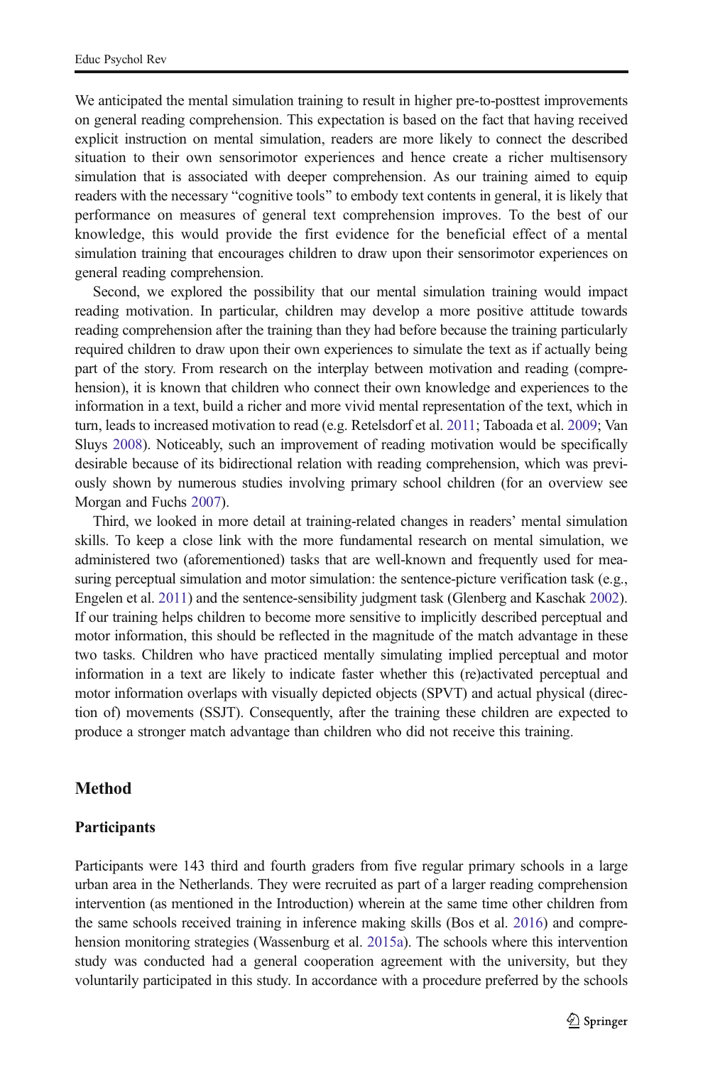We anticipated the mental simulation training to result in higher pre-to-posttest improvements on general reading comprehension. This expectation is based on the fact that having received explicit instruction on mental simulation, readers are more likely to connect the described situation to their own sensorimotor experiences and hence create a richer multisensory simulation that is associated with deeper comprehension. As our training aimed to equip readers with the necessary "cognitive tools" to embody text contents in general, it is likely that performance on measures of general text comprehension improves. To the best of our knowledge, this would provide the first evidence for the beneficial effect of a mental simulation training that encourages children to draw upon their sensorimotor experiences on general reading comprehension.

Second, we explored the possibility that our mental simulation training would impact reading motivation. In particular, children may develop a more positive attitude towards reading comprehension after the training than they had before because the training particularly required children to draw upon their own experiences to simulate the text as if actually being part of the story. From research on the interplay between motivation and reading (comprehension), it is known that children who connect their own knowledge and experiences to the information in a text, build a richer and more vivid mental representation of the text, which in turn, leads to increased motivation to read (e.g. Retelsdorf et al. 2011; Taboada et al. 2009; Van Sluys 2008). Noticeably, such an improvement of reading motivation would be specifically desirable because of its bidirectional relation with reading comprehension, which was previously shown by numerous studies involving primary school children (for an overview see Morgan and Fuchs 2007).

Third, we looked in more detail at training-related changes in readers' mental simulation skills. To keep a close link with the more fundamental research on mental simulation, we administered two (aforementioned) tasks that are well-known and frequently used for measuring perceptual simulation and motor simulation: the sentence-picture verification task (e.g., Engelen et al. 2011) and the sentence-sensibility judgment task (Glenberg and Kaschak 2002). If our training helps children to become more sensitive to implicitly described perceptual and motor information, this should be reflected in the magnitude of the match advantage in these two tasks. Children who have practiced mentally simulating implied perceptual and motor information in a text are likely to indicate faster whether this (re)activated perceptual and motor information overlaps with visually depicted objects (SPVT) and actual physical (direction of) movements (SSJT). Consequently, after the training these children are expected to produce a stronger match advantage than children who did not receive this training.

## Method

### Participants

Participants were 143 third and fourth graders from five regular primary schools in a large urban area in the Netherlands. They were recruited as part of a larger reading comprehension intervention (as mentioned in the Introduction) wherein at the same time other children from the same schools received training in inference making skills (Bos et al. 2016) and comprehension monitoring strategies (Wassenburg et al. 2015a). The schools where this intervention study was conducted had a general cooperation agreement with the university, but they voluntarily participated in this study. In accordance with a procedure preferred by the schools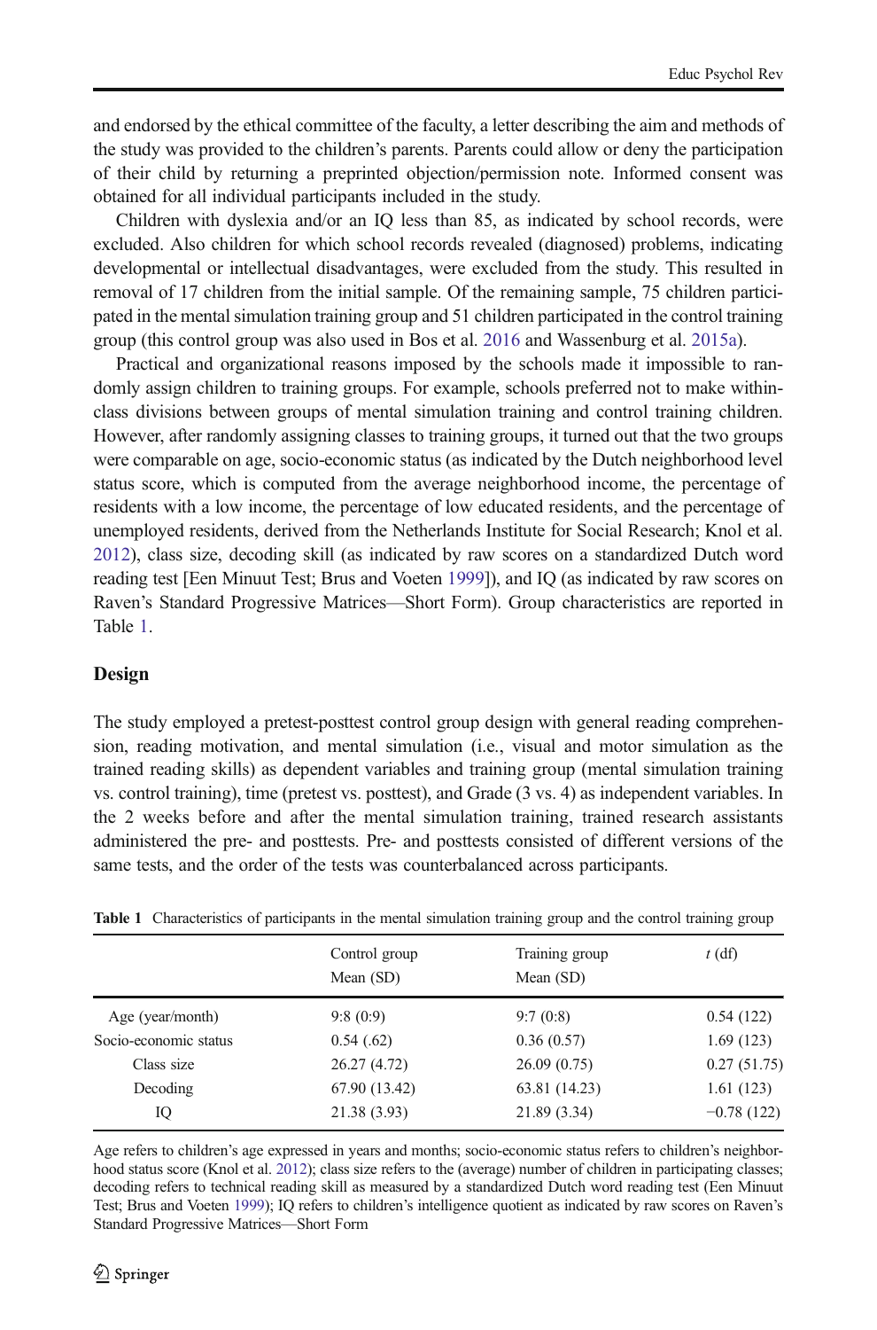and endorsed by the ethical committee of the faculty, a letter describing the aim and methods of the study was provided to the children's parents. Parents could allow or deny the participation of their child by returning a preprinted objection/permission note. Informed consent was obtained for all individual participants included in the study.

Children with dyslexia and/or an IQ less than 85, as indicated by school records, were excluded. Also children for which school records revealed (diagnosed) problems, indicating developmental or intellectual disadvantages, were excluded from the study. This resulted in removal of 17 children from the initial sample. Of the remaining sample, 75 children participated in the mental simulation training group and 51 children participated in the control training group (this control group was also used in Bos et al. 2016 and Wassenburg et al. 2015a).

Practical and organizational reasons imposed by the schools made it impossible to randomly assign children to training groups. For example, schools preferred not to make within-class divisions between groups of mental simulation training and control training children. However, after randomly assigning classes to training groups, it turned out that the two groups were comparable on age, socio-economic status (as indicated by the Dutch neighborhood level status score, which is computed from the average neighborhood income, the percentage of residents with a low income, the percentage of low educated residents, and the percentage of unemployed residents, derived from the Netherlands Institute for Social Research; Knol et al. 2012), class size, decoding skill (as indicated by raw scores on a standardized Dutch word reading test [Een Minuut Test; Brus and Voeten 1999]), and IQ (as indicated by raw scores on Raven's Standard Progressive Matrices—Short Form). Group characteristics are reported in Table 1.

## Design

The study employed a pretest-posttest control group design with general reading comprehension, reading motivation, and mental simulation (i.e., visual and motor simulation as the trained reading skills) as dependent variables and training group (mental simulation training vs. control training), time (pretest vs. posttest), and Grade (3 vs. 4) as independent variables. In the 2 weeks before and after the mental simulation training, trained research assistants administered the pre- and posttests. Pre- and posttests consisted of different versions of the same tests, and the order of the tests was counterbalanced across participants.

**Table 1** Characteristics of participants in the mental simulation training group and the control training group

| | Control group Mean (SD) | Training group Mean (SD) | *t* (df) |
|---|---|---|---|
| Age (year/month) | 9:8 (0:9) | 9:7 (0:8) | 0.54 (122) |
| Socio-economic status | 0.54 (.62) | 0.36 (0.57) | 1.69 (123) |
| Class size | 26.27 (4.72) | 26.09 (0.75) | 0.27 (51.75) |
| Decoding | 67.90 (13.42) | 63.81 (14.23) | 1.61 (123) |
| IQ | 21.38 (3.93) | 21.89 (3.34) | −0.78 (122) |

Age refers to children's age expressed in years and months; socio-economic status refers to children's neighborhood status score (Knol et al. 2012); class size refers to the (average) number of children in participating classes; decoding refers to technical reading skill as measured by a standardized Dutch word reading test (Een Minuut Test; Brus and Voeten 1999); IQ refers to children's intelligence quotient as indicated by raw scores on Raven's Standard Progressive Matrices—Short Form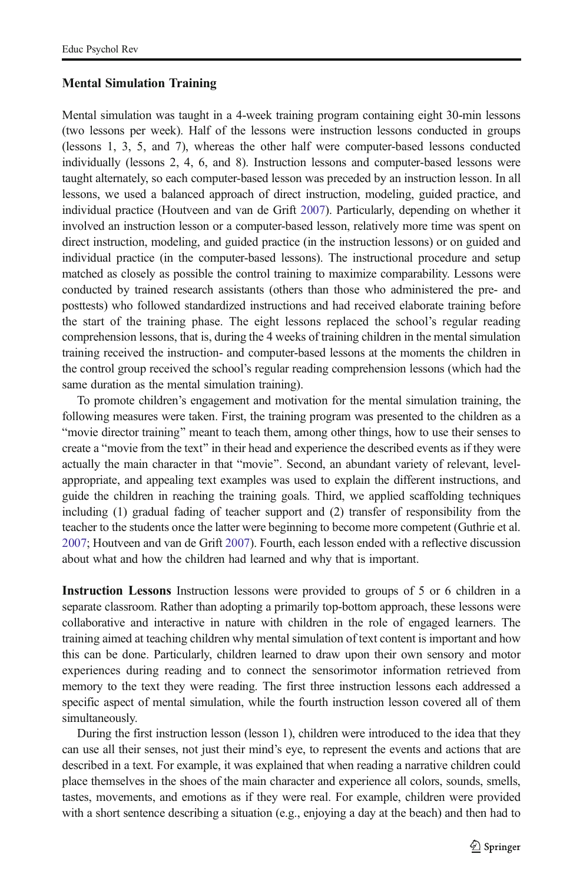### Mental Simulation Training

Mental simulation was taught in a 4-week training program containing eight 30-min lessons (two lessons per week). Half of the lessons were instruction lessons conducted in groups (lessons 1, 3, 5, and 7), whereas the other half were computer-based lessons conducted individually (lessons 2, 4, 6, and 8). Instruction lessons and computer-based lessons were taught alternately, so each computer-based lesson was preceded by an instruction lesson. In all lessons, we used a balanced approach of direct instruction, modeling, guided practice, and individual practice (Houtveen and van de Grift 2007). Particularly, depending on whether it involved an instruction lesson or a computer-based lesson, relatively more time was spent on direct instruction, modeling, and guided practice (in the instruction lessons) or on guided and individual practice (in the computer-based lessons). The instructional procedure and setup matched as closely as possible the control training to maximize comparability. Lessons were conducted by trained research assistants (others than those who administered the pre- and posttests) who followed standardized instructions and had received elaborate training before the start of the training phase. The eight lessons replaced the school's regular reading comprehension lessons, that is, during the 4 weeks of training children in the mental simulation training received the instruction- and computer-based lessons at the moments the children in the control group received the school's regular reading comprehension lessons (which had the same duration as the mental simulation training).

To promote children's engagement and motivation for the mental simulation training, the following measures were taken. First, the training program was presented to the children as a "movie director training" meant to teach them, among other things, how to use their senses to create a "movie from the text" in their head and experience the described events as if they were actually the main character in that "movie". Second, an abundant variety of relevant, level-appropriate, and appealing text examples was used to explain the different instructions, and guide the children in reaching the training goals. Third, we applied scaffolding techniques including (1) gradual fading of teacher support and (2) transfer of responsibility from the teacher to the students once the latter were beginning to become more competent (Guthrie et al. 2007; Houtveen and van de Grift 2007). Fourth, each lesson ended with a reflective discussion about what and how the children had learned and why that is important.

**Instruction Lessons** Instruction lessons were provided to groups of 5 or 6 children in a separate classroom. Rather than adopting a primarily top-bottom approach, these lessons were collaborative and interactive in nature with children in the role of engaged learners. The training aimed at teaching children why mental simulation of text content is important and how this can be done. Particularly, children learned to draw upon their own sensory and motor experiences during reading and to connect the sensorimotor information retrieved from memory to the text they were reading. The first three instruction lessons each addressed a specific aspect of mental simulation, while the fourth instruction lesson covered all of them simultaneously.

During the first instruction lesson (lesson 1), children were introduced to the idea that they can use all their senses, not just their mind's eye, to represent the events and actions that are described in a text. For example, it was explained that when reading a narrative children could place themselves in the shoes of the main character and experience all colors, sounds, smells, tastes, movements, and emotions as if they were real. For example, children were provided with a short sentence describing a situation (e.g., enjoying a day at the beach) and then had to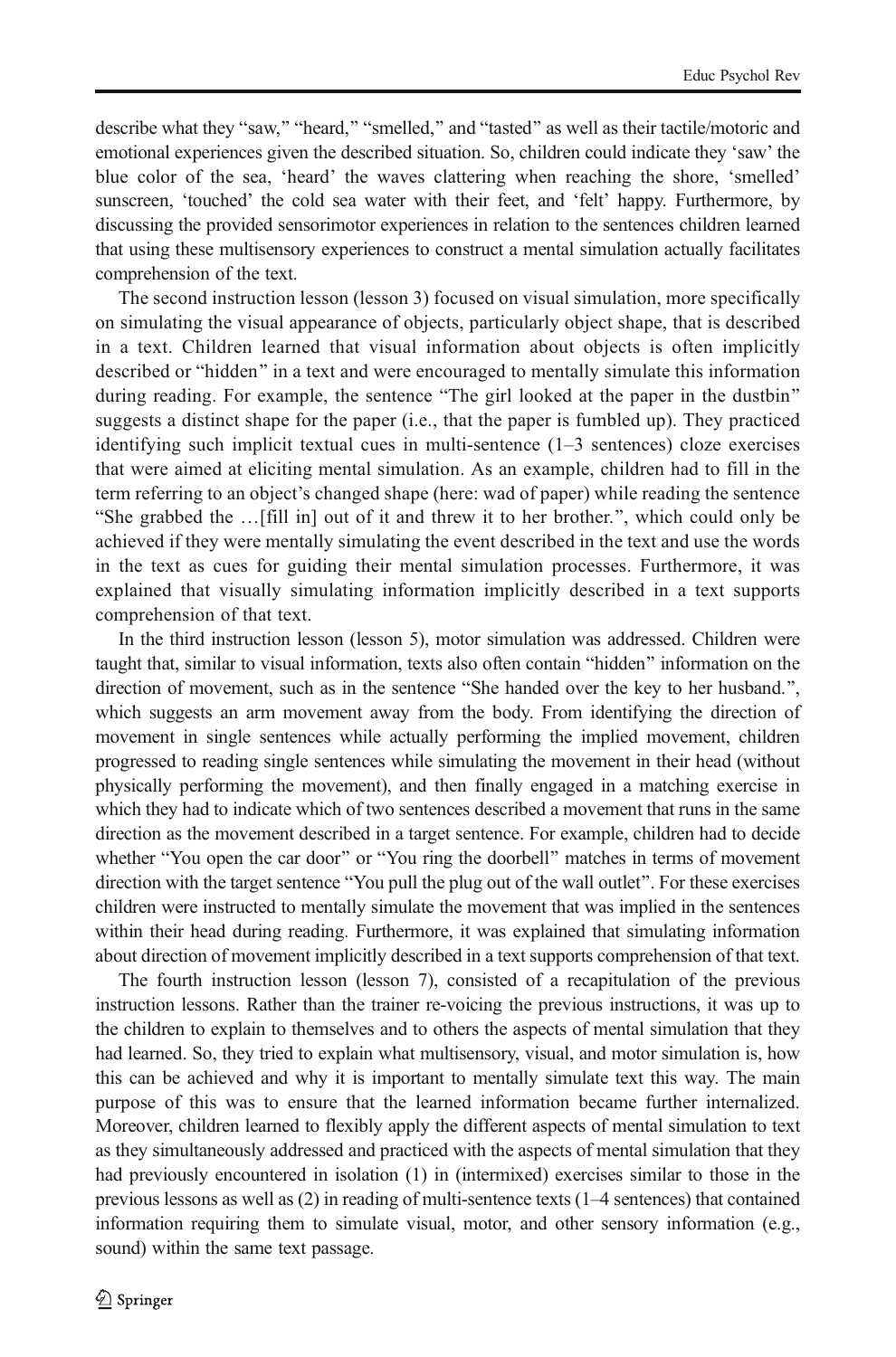describe what they "saw," "heard," "smelled," and "tasted" as well as their tactile/motoric and emotional experiences given the described situation. So, children could indicate they 'saw' the blue color of the sea, 'heard' the waves clattering when reaching the shore, 'smelled' sunscreen, 'touched' the cold sea water with their feet, and 'felt' happy. Furthermore, by discussing the provided sensorimotor experiences in relation to the sentences children learned that using these multisensory experiences to construct a mental simulation actually facilitates comprehension of the text.

The second instruction lesson (lesson 3) focused on visual simulation, more specifically on simulating the visual appearance of objects, particularly object shape, that is described in a text. Children learned that visual information about objects is often implicitly described or "hidden" in a text and were encouraged to mentally simulate this information during reading. For example, the sentence "The girl looked at the paper in the dustbin" suggests a distinct shape for the paper (i.e., that the paper is fumbled up). They practiced identifying such implicit textual cues in multi-sentence (1–3 sentences) cloze exercises that were aimed at eliciting mental simulation. As an example, children had to fill in the term referring to an object's changed shape (here: wad of paper) while reading the sentence "She grabbed the …[fill in] out of it and threw it to her brother.", which could only be achieved if they were mentally simulating the event described in the text and use the words in the text as cues for guiding their mental simulation processes. Furthermore, it was explained that visually simulating information implicitly described in a text supports comprehension of that text.

In the third instruction lesson (lesson 5), motor simulation was addressed. Children were taught that, similar to visual information, texts also often contain "hidden" information on the direction of movement, such as in the sentence "She handed over the key to her husband.", which suggests an arm movement away from the body. From identifying the direction of movement in single sentences while actually performing the implied movement, children progressed to reading single sentences while simulating the movement in their head (without physically performing the movement), and then finally engaged in a matching exercise in which they had to indicate which of two sentences described a movement that runs in the same direction as the movement described in a target sentence. For example, children had to decide whether "You open the car door" or "You ring the doorbell" matches in terms of movement direction with the target sentence "You pull the plug out of the wall outlet". For these exercises children were instructed to mentally simulate the movement that was implied in the sentences within their head during reading. Furthermore, it was explained that simulating information about direction of movement implicitly described in a text supports comprehension of that text.

The fourth instruction lesson (lesson 7), consisted of a recapitulation of the previous instruction lessons. Rather than the trainer re-voicing the previous instructions, it was up to the children to explain to themselves and to others the aspects of mental simulation that they had learned. So, they tried to explain what multisensory, visual, and motor simulation is, how this can be achieved and why it is important to mentally simulate text this way. The main purpose of this was to ensure that the learned information became further internalized. Moreover, children learned to flexibly apply the different aspects of mental simulation to text as they simultaneously addressed and practiced with the aspects of mental simulation that they had previously encountered in isolation (1) in (intermixed) exercises similar to those in the previous lessons as well as (2) in reading of multi-sentence texts (1–4 sentences) that contained information requiring them to simulate visual, motor, and other sensory information (e.g., sound) within the same text passage.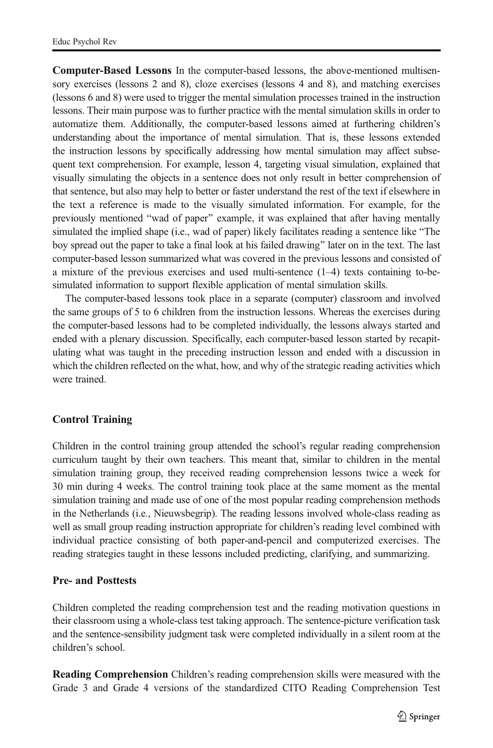**Computer-Based Lessons** In the computer-based lessons, the above-mentioned multisensory exercises (lessons 2 and 8), cloze exercises (lessons 4 and 8), and matching exercises (lessons 6 and 8) were used to trigger the mental simulation processes trained in the instruction lessons. Their main purpose was to further practice with the mental simulation skills in order to automatize them. Additionally, the computer-based lessons aimed at furthering children's understanding about the importance of mental simulation. That is, these lessons extended the instruction lessons by specifically addressing how mental simulation may affect subsequent text comprehension. For example, lesson 4, targeting visual simulation, explained that visually simulating the objects in a sentence does not only result in better comprehension of that sentence, but also may help to better or faster understand the rest of the text if elsewhere in the text a reference is made to the visually simulated information. For example, for the previously mentioned "wad of paper" example, it was explained that after having mentally simulated the implied shape (i.e., wad of paper) likely facilitates reading a sentence like "The boy spread out the paper to take a final look at his failed drawing" later on in the text. The last computer-based lesson summarized what was covered in the previous lessons and consisted of a mixture of the previous exercises and used multi-sentence (1–4) texts containing to-be-simulated information to support flexible application of mental simulation skills.

The computer-based lessons took place in a separate (computer) classroom and involved the same groups of 5 to 6 children from the instruction lessons. Whereas the exercises during the computer-based lessons had to be completed individually, the lessons always started and ended with a plenary discussion. Specifically, each computer-based lesson started by recapitulating what was taught in the preceding instruction lesson and ended with a discussion in which the children reflected on the what, how, and why of the strategic reading activities which were trained.

### Control Training

Children in the control training group attended the school's regular reading comprehension curriculum taught by their own teachers. This meant that, similar to children in the mental simulation training group, they received reading comprehension lessons twice a week for 30 min during 4 weeks. The control training took place at the same moment as the mental simulation training and made use of one of the most popular reading comprehension methods in the Netherlands (i.e., Nieuwsbegrip). The reading lessons involved whole-class reading as well as small group reading instruction appropriate for children's reading level combined with individual practice consisting of both paper-and-pencil and computerized exercises. The reading strategies taught in these lessons included predicting, clarifying, and summarizing.

### Pre- and Posttests

Children completed the reading comprehension test and the reading motivation questions in their classroom using a whole-class test taking approach. The sentence-picture verification task and the sentence-sensibility judgment task were completed individually in a silent room at the children's school.

**Reading Comprehension** Children's reading comprehension skills were measured with the Grade 3 and Grade 4 versions of the standardized CITO Reading Comprehension Test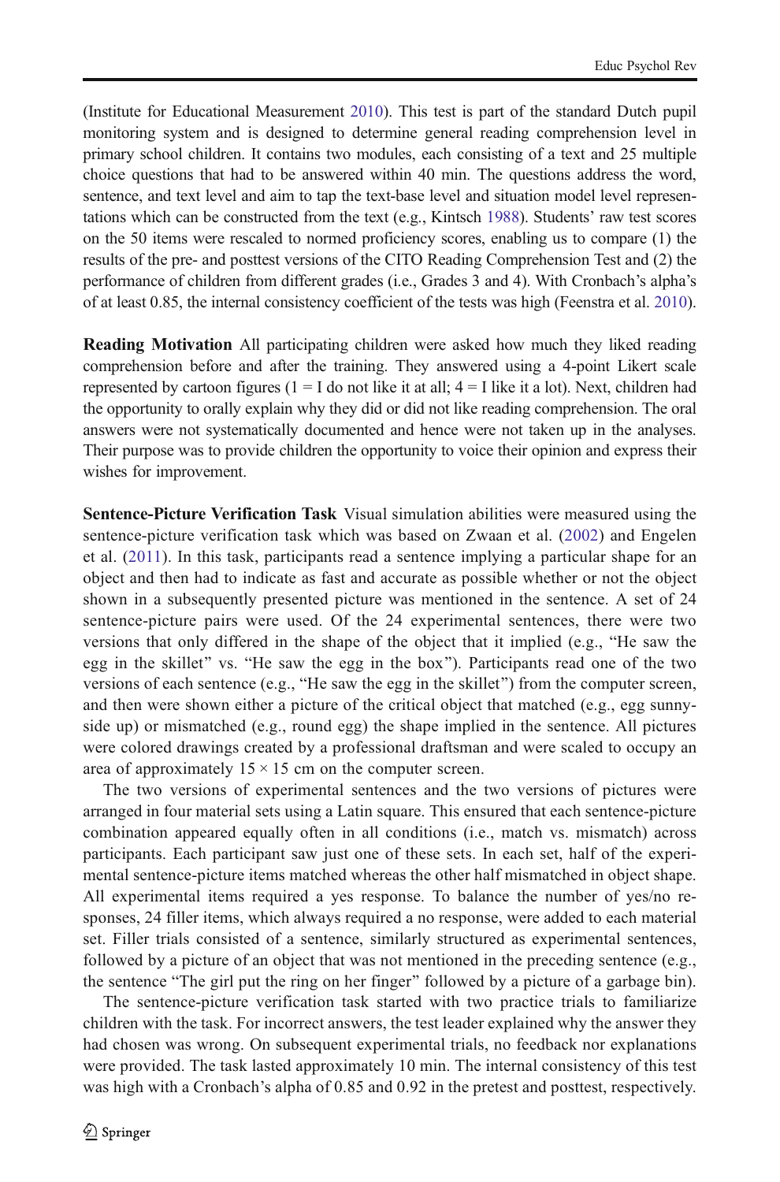(Institute for Educational Measurement 2010). This test is part of the standard Dutch pupil monitoring system and is designed to determine general reading comprehension level in primary school children. It contains two modules, each consisting of a text and 25 multiple choice questions that had to be answered within 40 min. The questions address the word, sentence, and text level and aim to tap the text-base level and situation model level representations which can be constructed from the text (e.g., Kintsch 1988). Students' raw test scores on the 50 items were rescaled to normed proficiency scores, enabling us to compare (1) the results of the pre- and posttest versions of the CITO Reading Comprehension Test and (2) the performance of children from different grades (i.e., Grades 3 and 4). With Cronbach's alpha's of at least 0.85, the internal consistency coefficient of the tests was high (Feenstra et al. 2010).

**Reading Motivation** All participating children were asked how much they liked reading comprehension before and after the training. They answered using a 4-point Likert scale represented by cartoon figures (1 = I do not like it at all; 4 = I like it a lot). Next, children had the opportunity to orally explain why they did or did not like reading comprehension. The oral answers were not systematically documented and hence were not taken up in the analyses. Their purpose was to provide children the opportunity to voice their opinion and express their wishes for improvement.

**Sentence-Picture Verification Task** Visual simulation abilities were measured using the sentence-picture verification task which was based on Zwaan et al. (2002) and Engelen et al. (2011). In this task, participants read a sentence implying a particular shape for an object and then had to indicate as fast and accurate as possible whether or not the object shown in a subsequently presented picture was mentioned in the sentence. A set of 24 sentence-picture pairs were used. Of the 24 experimental sentences, there were two versions that only differed in the shape of the object that it implied (e.g., "He saw the egg in the skillet" vs. "He saw the egg in the box"). Participants read one of the two versions of each sentence (e.g., "He saw the egg in the skillet") from the computer screen, and then were shown either a picture of the critical object that matched (e.g., egg sunny-side up) or mismatched (e.g., round egg) the shape implied in the sentence. All pictures were colored drawings created by a professional draftsman and were scaled to occupy an area of approximately 15 × 15 cm on the computer screen.

The two versions of experimental sentences and the two versions of pictures were arranged in four material sets using a Latin square. This ensured that each sentence-picture combination appeared equally often in all conditions (i.e., match vs. mismatch) across participants. Each participant saw just one of these sets. In each set, half of the experimental sentence-picture items matched whereas the other half mismatched in object shape. All experimental items required a yes response. To balance the number of yes/no responses, 24 filler items, which always required a no response, were added to each material set. Filler trials consisted of a sentence, similarly structured as experimental sentences, followed by a picture of an object that was not mentioned in the preceding sentence (e.g., the sentence "The girl put the ring on her finger" followed by a picture of a garbage bin).

The sentence-picture verification task started with two practice trials to familiarize children with the task. For incorrect answers, the test leader explained why the answer they had chosen was wrong. On subsequent experimental trials, no feedback nor explanations were provided. The task lasted approximately 10 min. The internal consistency of this test was high with a Cronbach's alpha of 0.85 and 0.92 in the pretest and posttest, respectively.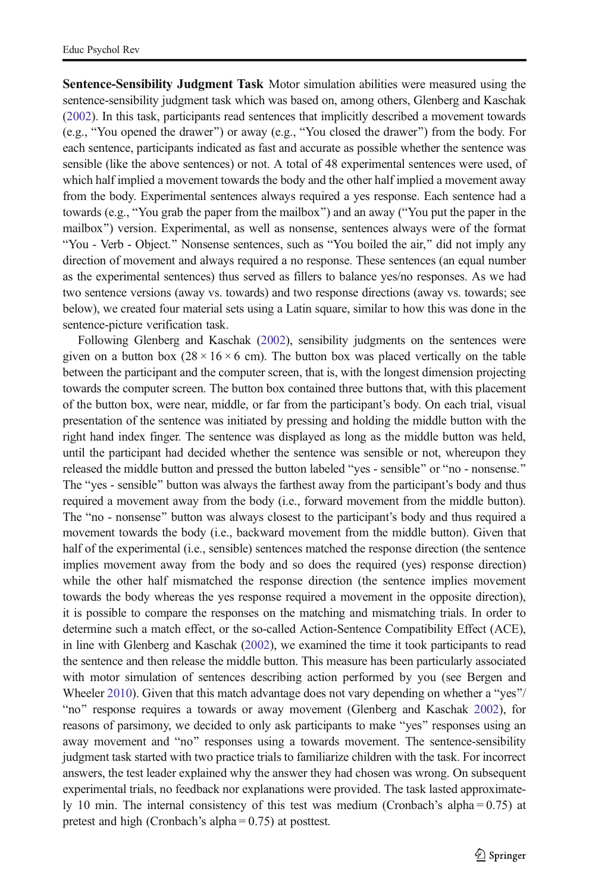**Sentence-Sensibility Judgment Task** Motor simulation abilities were measured using the sentence-sensibility judgment task which was based on, among others, Glenberg and Kaschak (2002). In this task, participants read sentences that implicitly described a movement towards (e.g., "You opened the drawer") or away (e.g., "You closed the drawer") from the body. For each sentence, participants indicated as fast and accurate as possible whether the sentence was sensible (like the above sentences) or not. A total of 48 experimental sentences were used, of which half implied a movement towards the body and the other half implied a movement away from the body. Experimental sentences always required a yes response. Each sentence had a towards (e.g., "You grab the paper from the mailbox") and an away ("You put the paper in the mailbox") version. Experimental, as well as nonsense, sentences always were of the format "You - Verb - Object." Nonsense sentences, such as "You boiled the air," did not imply any direction of movement and always required a no response. These sentences (an equal number as the experimental sentences) thus served as fillers to balance yes/no responses. As we had two sentence versions (away vs. towards) and two response directions (away vs. towards; see below), we created four material sets using a Latin square, similar to how this was done in the sentence-picture verification task.

Following Glenberg and Kaschak (2002), sensibility judgments on the sentences were given on a button box ($28 \times 16 \times 6$ cm). The button box was placed vertically on the table between the participant and the computer screen, that is, with the longest dimension projecting towards the computer screen. The button box contained three buttons that, with this placement of the button box, were near, middle, or far from the participant's body. On each trial, visual presentation of the sentence was initiated by pressing and holding the middle button with the right hand index finger. The sentence was displayed as long as the middle button was held, until the participant had decided whether the sentence was sensible or not, whereupon they released the middle button and pressed the button labeled "yes - sensible" or "no - nonsense." The "yes - sensible" button was always the farthest away from the participant's body and thus required a movement away from the body (i.e., forward movement from the middle button). The "no - nonsense" button was always closest to the participant's body and thus required a movement towards the body (i.e., backward movement from the middle button). Given that half of the experimental (i.e., sensible) sentences matched the response direction (the sentence implies movement away from the body and so does the required (yes) response direction) while the other half mismatched the response direction (the sentence implies movement towards the body whereas the yes response required a movement in the opposite direction), it is possible to compare the responses on the matching and mismatching trials. In order to determine such a match effect, or the so-called Action-Sentence Compatibility Effect (ACE), in line with Glenberg and Kaschak (2002), we examined the time it took participants to read the sentence and then release the middle button. This measure has been particularly associated with motor simulation of sentences describing action performed by you (see Bergen and Wheeler 2010). Given that this match advantage does not vary depending on whether a "yes"/"no" response requires a towards or away movement (Glenberg and Kaschak 2002), for reasons of parsimony, we decided to only ask participants to make "yes" responses using an away movement and "no" responses using a towards movement. The sentence-sensibility judgment task started with two practice trials to familiarize children with the task. For incorrect answers, the test leader explained why the answer they had chosen was wrong. On subsequent experimental trials, no feedback nor explanations were provided. The task lasted approximately 10 min. The internal consistency of this test was medium (Cronbach's alpha = 0.75) at pretest and high (Cronbach's alpha = 0.75) at posttest.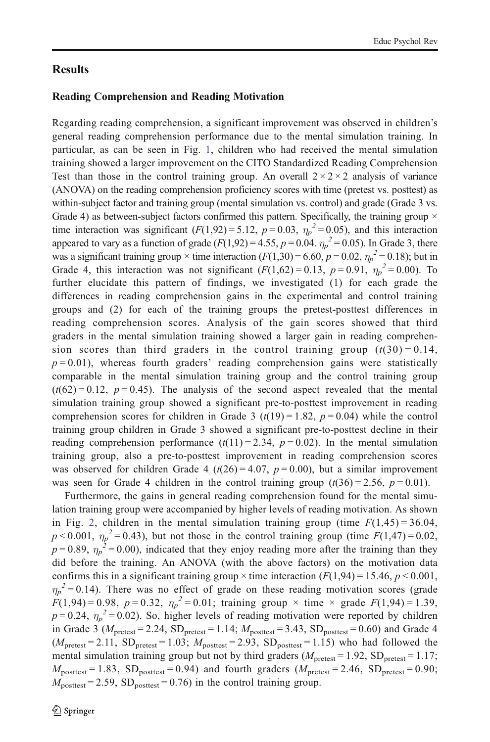## Results

### Reading Comprehension and Reading Motivation

Regarding reading comprehension, a significant improvement was observed in children's general reading comprehension performance due to the mental simulation training. In particular, as can be seen in Fig. 1, children who had received the mental simulation training showed a larger improvement on the CITO Standardized Reading Comprehension Test than those in the control training group. An overall 2 × 2 × 2 analysis of variance (ANOVA) on the reading comprehension proficiency scores with time (pretest vs. posttest) as within-subject factor and training group (mental simulation vs. control) and grade (Grade 3 vs. Grade 4) as between-subject factors confirmed this pattern. Specifically, the training group × time interaction was significant ($F(1,92) = 5.12$, $p = 0.03$, $\eta_p^2 = 0.05$), and this interaction appeared to vary as a function of grade ($F(1,92) = 4.55$, $p = 0.04$. $\eta_p^2 = 0.05$). In Grade 3, there was a significant training group × time interaction ($F(1,30) = 6.60$, $p = 0.02$, $\eta_p^2 = 0.18$); but in Grade 4, this interaction was not significant ($F(1,62) = 0.13$, $p = 0.91$, $\eta_p^2 = 0.00$). To further elucidate this pattern of findings, we investigated (1) for each grade the differences in reading comprehension gains in the experimental and control training groups and (2) for each of the training groups the pretest-posttest differences in reading comprehension scores. Analysis of the gain scores showed that third graders in the mental simulation training showed a larger gain in reading comprehension scores than third graders in the control training group ($t(30) = 0.14$, $p = 0.01$), whereas fourth graders' reading comprehension gains were statistically comparable in the mental simulation training group and the control training group ($t(62) = 0.12$, $p = 0.45$). The analysis of the second aspect revealed that the mental simulation training group showed a significant pre-to-posttest improvement in reading comprehension scores for children in Grade 3 ($t(19) = 1.82$, $p = 0.04$) while the control training group children in Grade 3 showed a significant pre-to-posttest decline in their reading comprehension performance ($t(11) = 2.34$, $p = 0.02$). In the mental simulation training group, also a pre-to-posttest improvement in reading comprehension scores was observed for children Grade 4 ($t(26) = 4.07$, $p = 0.00$), but a similar improvement was seen for Grade 4 children in the control training group ($t(36) = 2.56$, $p = 0.01$).

Furthermore, the gains in general reading comprehension found for the mental simulation training group were accompanied by higher levels of reading motivation. As shown in Fig. 2, children in the mental simulation training group (time $F(1,45) = 36.04$, $p < 0.001$, $\eta_p^2 = 0.43$), but not those in the control training group (time $F(1,47) = 0.02$, $p = 0.89$, $\eta_p^2 = 0.00$), indicated that they enjoy reading more after the training than they did before the training. An ANOVA (with the above factors) on the motivation data confirms this in a significant training group × time interaction ($F(1,94) = 15.46$, $p < 0.001$, $\eta_p^2 = 0.14$). There was no effect of grade on these reading motivation scores (grade $F(1,94) = 0.98$, $p = 0.32$, $\eta_p^2 = 0.01$; training group × time × grade $F(1,94) = 1.39$, $p = 0.24$, $\eta_p^2 = 0.02$). So, higher levels of reading motivation were reported by children in Grade 3 ($M_{pretest} = 2.24$, $SD_{pretest} = 1.14$; $M_{posttest} = 3.43$, $SD_{posttest} = 0.60$) and Grade 4 ($M_{pretest} = 2.11$, $SD_{pretest} = 1.03$; $M_{posttest} = 2.93$, $SD_{posttest} = 1.15$) who had followed the mental simulation training group but not by third graders ($M_{pretest} = 1.92$, $SD_{pretest} = 1.17$; $M_{posttest} = 1.83$, $SD_{posttest} = 0.94$) and fourth graders ($M_{pretest} = 2.46$, $SD_{pretest} = 0.90$; $M_{posttest} = 2.59$, $SD_{posttest} = 0.76$) in the control training group.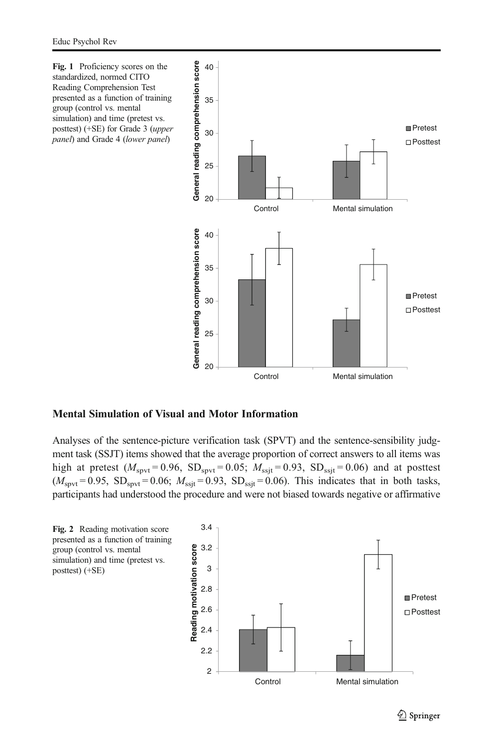Fig. 1 Proficiency scores on the standardized, normed CITO Reading Comprehension Test presented as a function of training group (control vs. mental simulation) and time (pretest vs. posttest) (+SE) for Grade 3 (*upper panel*) and Grade 4 (*lower panel*)

## Mental Simulation of Visual and Motor Information

Analyses of the sentence-picture verification task (SPVT) and the sentence-sensibility judgment task (SSJT) items showed that the average proportion of correct answers to all items was high at pretest ($M_{\text{spvt}} = 0.96$, $\text{SD}_{\text{spvt}} = 0.05$; $M_{\text{ssjt}} = 0.93$, $\text{SD}_{\text{ssjt}} = 0.06$) and at posttest ($M_{\text{spvt}} = 0.95$, $\text{SD}_{\text{spvt}} = 0.06$; $M_{\text{ssjt}} = 0.93$, $\text{SD}_{\text{ssjt}} = 0.06$). This indicates that in both tasks, participants had understood the procedure and were not biased towards negative or affirmative

Fig. 2 Reading motivation score presented as a function of training group (control vs. mental simulation) and time (pretest vs. posttest) (+SE)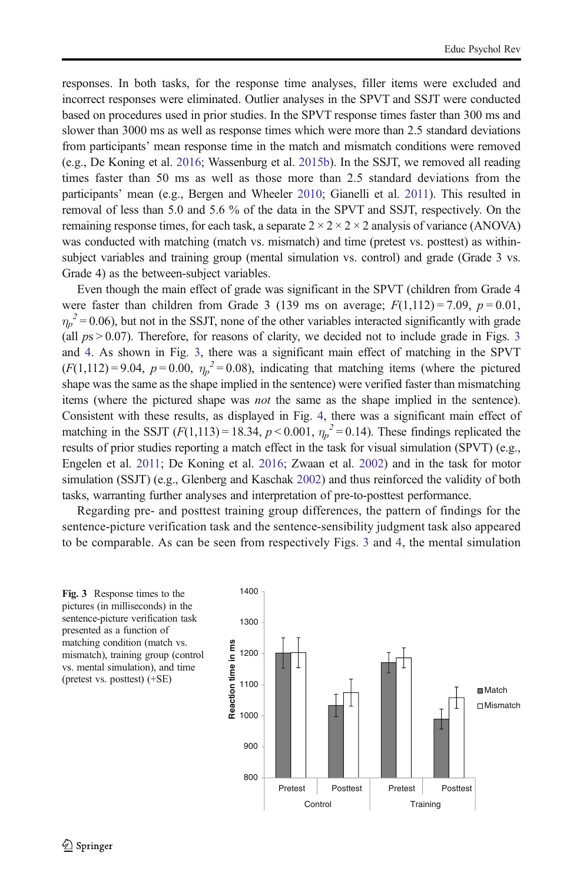responses. In both tasks, for the response time analyses, filler items were excluded and incorrect responses were eliminated. Outlier analyses in the SPVT and SSJT were conducted based on procedures used in prior studies. In the SPVT response times faster than 300 ms and slower than 3000 ms as well as response times which were more than 2.5 standard deviations from participants' mean response time in the match and mismatch conditions were removed (e.g., De Koning et al. 2016; Wassenburg et al. 2015b). In the SSJT, we removed all reading times faster than 50 ms as well as those more than 2.5 standard deviations from the participants' mean (e.g., Bergen and Wheeler 2010; Gianelli et al. 2011). This resulted in removal of less than 5.0 and 5.6 % of the data in the SPVT and SSJT, respectively. On the remaining response times, for each task, a separate 2 × 2 × 2 × 2 analysis of variance (ANOVA) was conducted with matching (match vs. mismatch) and time (pretest vs. posttest) as within-subject variables and training group (mental simulation vs. control) and grade (Grade 3 vs. Grade 4) as the between-subject variables.

Even though the main effect of grade was significant in the SPVT (children from Grade 4 were faster than children from Grade 3 (139 ms on average; $F(1,112) = 7.09$, $p = 0.01$, $\eta_p^2 = 0.06$), but not in the SSJT, none of the other variables interacted significantly with grade (all $p$s > 0.07). Therefore, for reasons of clarity, we decided not to include grade in Figs. 3 and 4. As shown in Fig. 3, there was a significant main effect of matching in the SPVT ($F(1,112) = 9.04$, $p = 0.00$, $\eta_p^2 = 0.08$), indicating that matching items (where the pictured shape was the same as the shape implied in the sentence) were verified faster than mismatching items (where the pictured shape was *not* the same as the shape implied in the sentence). Consistent with these results, as displayed in Fig. 4, there was a significant main effect of matching in the SSJT ($F(1,113) = 18.34$, $p < 0.001$, $\eta_p^2 = 0.14$). These findings replicated the results of prior studies reporting a match effect in the task for visual simulation (SPVT) (e.g., Engelen et al. 2011; De Koning et al. 2016; Zwaan et al. 2002) and in the task for motor simulation (SSJT) (e.g., Glenberg and Kaschak 2002) and thus reinforced the validity of both tasks, warranting further analyses and interpretation of pre-to-posttest performance.

Regarding pre- and posttest training group differences, the pattern of findings for the sentence-picture verification task and the sentence-sensibility judgment task also appeared to be comparable. As can be seen from respectively Figs. 3 and 4, the mental simulation

**Fig. 3** Response times to the pictures (in milliseconds) in the sentence-picture verification task presented as a function of matching condition (match vs. mismatch), training group (control vs. mental simulation), and time (pretest vs. posttest) (+SE)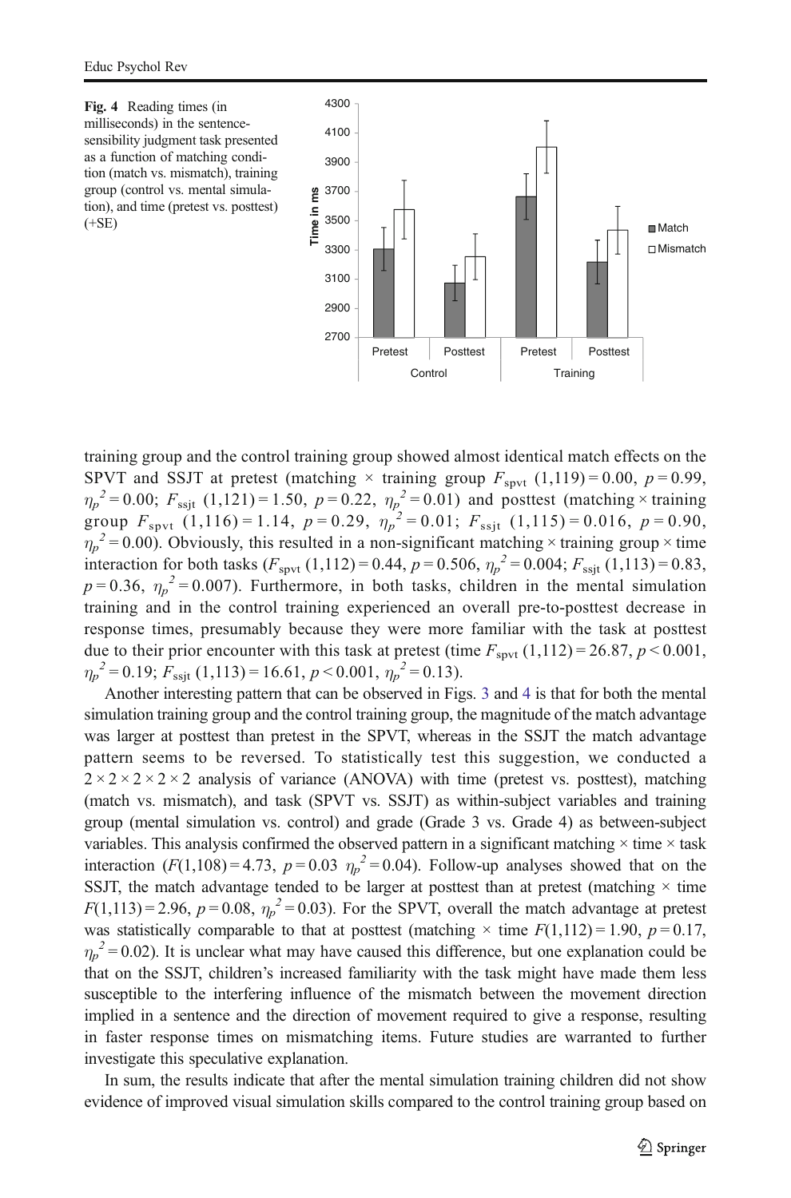Fig. 4 Reading times (in milliseconds) in the sentence-sensibility judgment task presented as a function of matching condition (match vs. mismatch), training group (control vs. mental simulation), and time (pretest vs. posttest) (+SE)

training group and the control training group showed almost identical match effects on the SPVT and SSJT at pretest (matching × training group $F_{\text{spvt}}$ (1,119) = 0.00, $p = 0.99$, $\eta_p^2 = 0.00$; $F_{\text{ssjt}}$ (1,121) = 1.50, $p = 0.22$, $\eta_p^2 = 0.01$) and posttest (matching × training group $F_{\text{spvt}}$ (1,116) = 1.14, $p = 0.29$, $\eta_p^2 = 0.01$; $F_{\text{ssjt}}$ (1,115) = 0.016, $p = 0.90$, $\eta_p^2 = 0.00$). Obviously, this resulted in a non-significant matching × training group × time interaction for both tasks ($F_{\text{spvt}}$ (1,112) = 0.44, $p = 0.506$, $\eta_p^2 = 0.004$; $F_{\text{ssjt}}$ (1,113) = 0.83, $p = 0.36$, $\eta_p^2 = 0.007$). Furthermore, in both tasks, children in the mental simulation training and in the control training experienced an overall pre-to-posttest decrease in response times, presumably because they were more familiar with the task at posttest due to their prior encounter with this task at pretest (time $F_{\text{spvt}}$ (1,112) = 26.87, $p < 0.001$, $\eta_p^2 = 0.19$; $F_{\text{ssjt}}$ (1,113) = 16.61, $p < 0.001$, $\eta_p^2 = 0.13$).

Another interesting pattern that can be observed in Figs. 3 and 4 is that for both the mental simulation training group and the control training group, the magnitude of the match advantage was larger at posttest than pretest in the SPVT, whereas in the SSJT the match advantage pattern seems to be reversed. To statistically test this suggestion, we conducted a 2 × 2 × 2 × 2 × 2 analysis of variance (ANOVA) with time (pretest vs. posttest), matching (match vs. mismatch), and task (SPVT vs. SSJT) as within-subject variables and training group (mental simulation vs. control) and grade (Grade 3 vs. Grade 4) as between-subject variables. This analysis confirmed the observed pattern in a significant matching × time × task interaction ($F(1,108) = 4.73$, $p = 0.03$ $\eta_p^2 = 0.04$). Follow-up analyses showed that on the SSJT, the match advantage tended to be larger at posttest than at pretest (matching × time $F(1,113) = 2.96$, $p = 0.08$, $\eta_p^2 = 0.03$). For the SPVT, overall the match advantage at pretest was statistically comparable to that at posttest (matching × time $F(1,112) = 1.90$, $p = 0.17$, $\eta_p^2 = 0.02$). It is unclear what may have caused this difference, but one explanation could be that on the SSJT, children's increased familiarity with the task might have made them less susceptible to the interfering influence of the mismatch between the movement direction implied in a sentence and the direction of movement required to give a response, resulting in faster response times on mismatching items. Future studies are warranted to further investigate this speculative explanation.

In sum, the results indicate that after the mental simulation training children did not show evidence of improved visual simulation skills compared to the control training group based on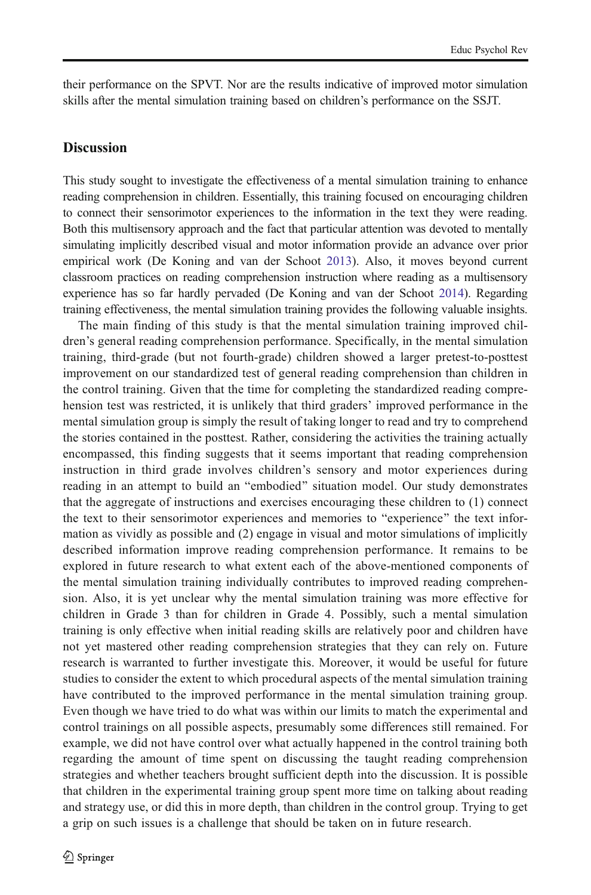their performance on the SPVT. Nor are the results indicative of improved motor simulation skills after the mental simulation training based on children's performance on the SSJT.

## Discussion

This study sought to investigate the effectiveness of a mental simulation training to enhance reading comprehension in children. Essentially, this training focused on encouraging children to connect their sensorimotor experiences to the information in the text they were reading. Both this multisensory approach and the fact that particular attention was devoted to mentally simulating implicitly described visual and motor information provide an advance over prior empirical work (De Koning and van der Schoot 2013). Also, it moves beyond current classroom practices on reading comprehension instruction where reading as a multisensory experience has so far hardly pervaded (De Koning and van der Schoot 2014). Regarding training effectiveness, the mental simulation training provides the following valuable insights.

The main finding of this study is that the mental simulation training improved children's general reading comprehension performance. Specifically, in the mental simulation training, third-grade (but not fourth-grade) children showed a larger pretest-to-posttest improvement on our standardized test of general reading comprehension than children in the control training. Given that the time for completing the standardized reading comprehension test was restricted, it is unlikely that third graders' improved performance in the mental simulation group is simply the result of taking longer to read and try to comprehend the stories contained in the posttest. Rather, considering the activities the training actually encompassed, this finding suggests that it seems important that reading comprehension instruction in third grade involves children's sensory and motor experiences during reading in an attempt to build an "embodied" situation model. Our study demonstrates that the aggregate of instructions and exercises encouraging these children to (1) connect the text to their sensorimotor experiences and memories to "experience" the text information as vividly as possible and (2) engage in visual and motor simulations of implicitly described information improve reading comprehension performance. It remains to be explored in future research to what extent each of the above-mentioned components of the mental simulation training individually contributes to improved reading comprehension. Also, it is yet unclear why the mental simulation training was more effective for children in Grade 3 than for children in Grade 4. Possibly, such a mental simulation training is only effective when initial reading skills are relatively poor and children have not yet mastered other reading comprehension strategies that they can rely on. Future research is warranted to further investigate this. Moreover, it would be useful for future studies to consider the extent to which procedural aspects of the mental simulation training have contributed to the improved performance in the mental simulation training group. Even though we have tried to do what was within our limits to match the experimental and control trainings on all possible aspects, presumably some differences still remained. For example, we did not have control over what actually happened in the control training both regarding the amount of time spent on discussing the taught reading comprehension strategies and whether teachers brought sufficient depth into the discussion. It is possible that children in the experimental training group spent more time on talking about reading and strategy use, or did this in more depth, than children in the control group. Trying to get a grip on such issues is a challenge that should be taken on in future research.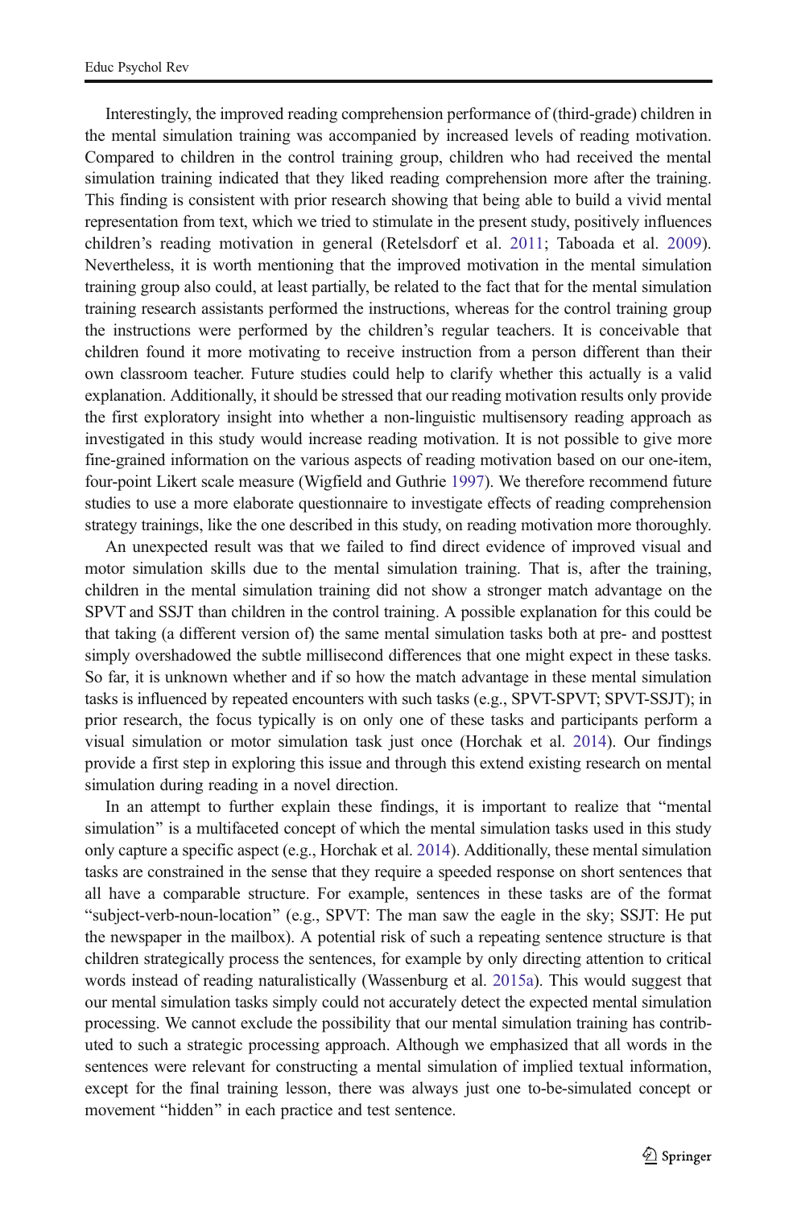Interestingly, the improved reading comprehension performance of (third-grade) children in the mental simulation training was accompanied by increased levels of reading motivation. Compared to children in the control training group, children who had received the mental simulation training indicated that they liked reading comprehension more after the training. This finding is consistent with prior research showing that being able to build a vivid mental representation from text, which we tried to stimulate in the present study, positively influences children's reading motivation in general (Retelsdorf et al. 2011; Taboada et al. 2009). Nevertheless, it is worth mentioning that the improved motivation in the mental simulation training group also could, at least partially, be related to the fact that for the mental simulation training research assistants performed the instructions, whereas for the control training group the instructions were performed by the children's regular teachers. It is conceivable that children found it more motivating to receive instruction from a person different than their own classroom teacher. Future studies could help to clarify whether this actually is a valid explanation. Additionally, it should be stressed that our reading motivation results only provide the first exploratory insight into whether a non-linguistic multisensory reading approach as investigated in this study would increase reading motivation. It is not possible to give more fine-grained information on the various aspects of reading motivation based on our one-item, four-point Likert scale measure (Wigfield and Guthrie 1997). We therefore recommend future studies to use a more elaborate questionnaire to investigate effects of reading comprehension strategy trainings, like the one described in this study, on reading motivation more thoroughly.

An unexpected result was that we failed to find direct evidence of improved visual and motor simulation skills due to the mental simulation training. That is, after the training, children in the mental simulation training did not show a stronger match advantage on the SPVT and SSJT than children in the control training. A possible explanation for this could be that taking (a different version of) the same mental simulation tasks both at pre- and posttest simply overshadowed the subtle millisecond differences that one might expect in these tasks. So far, it is unknown whether and if so how the match advantage in these mental simulation tasks is influenced by repeated encounters with such tasks (e.g., SPVT-SPVT; SPVT-SSJT); in prior research, the focus typically is on only one of these tasks and participants perform a visual simulation or motor simulation task just once (Horchak et al. 2014). Our findings provide a first step in exploring this issue and through this extend existing research on mental simulation during reading in a novel direction.

In an attempt to further explain these findings, it is important to realize that "mental simulation" is a multifaceted concept of which the mental simulation tasks used in this study only capture a specific aspect (e.g., Horchak et al. 2014). Additionally, these mental simulation tasks are constrained in the sense that they require a speeded response on short sentences that all have a comparable structure. For example, sentences in these tasks are of the format "subject-verb-noun-location" (e.g., SPVT: The man saw the eagle in the sky; SSJT: He put the newspaper in the mailbox). A potential risk of such a repeating sentence structure is that children strategically process the sentences, for example by only directing attention to critical words instead of reading naturalistically (Wassenburg et al. 2015a). This would suggest that our mental simulation tasks simply could not accurately detect the expected mental simulation processing. We cannot exclude the possibility that our mental simulation training has contributed to such a strategic processing approach. Although we emphasized that all words in the sentences were relevant for constructing a mental simulation of implied textual information, except for the final training lesson, there was always just one to-be-simulated concept or movement "hidden" in each practice and test sentence.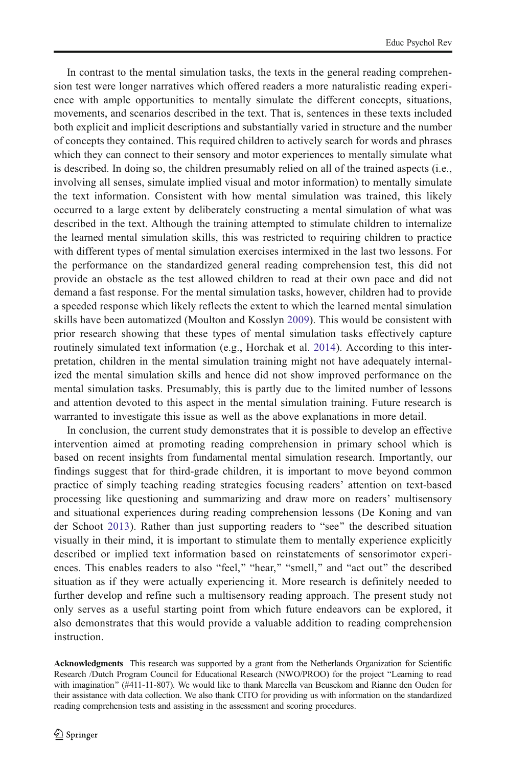In contrast to the mental simulation tasks, the texts in the general reading comprehension test were longer narratives which offered readers a more naturalistic reading experience with ample opportunities to mentally simulate the different concepts, situations, movements, and scenarios described in the text. That is, sentences in these texts included both explicit and implicit descriptions and substantially varied in structure and the number of concepts they contained. This required children to actively search for words and phrases which they can connect to their sensory and motor experiences to mentally simulate what is described. In doing so, the children presumably relied on all of the trained aspects (i.e., involving all senses, simulate implied visual and motor information) to mentally simulate the text information. Consistent with how mental simulation was trained, this likely occurred to a large extent by deliberately constructing a mental simulation of what was described in the text. Although the training attempted to stimulate children to internalize the learned mental simulation skills, this was restricted to requiring children to practice with different types of mental simulation exercises intermixed in the last two lessons. For the performance on the standardized general reading comprehension test, this did not provide an obstacle as the test allowed children to read at their own pace and did not demand a fast response. For the mental simulation tasks, however, children had to provide a speeded response which likely reflects the extent to which the learned mental simulation skills have been automatized (Moulton and Kosslyn 2009). This would be consistent with prior research showing that these types of mental simulation tasks effectively capture routinely simulated text information (e.g., Horchak et al. 2014). According to this interpretation, children in the mental simulation training might not have adequately internalized the mental simulation skills and hence did not show improved performance on the mental simulation tasks. Presumably, this is partly due to the limited number of lessons and attention devoted to this aspect in the mental simulation training. Future research is warranted to investigate this issue as well as the above explanations in more detail.

In conclusion, the current study demonstrates that it is possible to develop an effective intervention aimed at promoting reading comprehension in primary school which is based on recent insights from fundamental mental simulation research. Importantly, our findings suggest that for third-grade children, it is important to move beyond common practice of simply teaching reading strategies focusing readers' attention on text-based processing like questioning and summarizing and draw more on readers' multisensory and situational experiences during reading comprehension lessons (De Koning and van der Schoot 2013). Rather than just supporting readers to "see" the described situation visually in their mind, it is important to stimulate them to mentally experience explicitly described or implied text information based on reinstatements of sensorimotor experiences. This enables readers to also "feel," "hear," "smell," and "act out" the described situation as if they were actually experiencing it. More research is definitely needed to further develop and refine such a multisensory reading approach. The present study not only serves as a useful starting point from which future endeavors can be explored, it also demonstrates that this would provide a valuable addition to reading comprehension instruction.

**Acknowledgments** This research was supported by a grant from the Netherlands Organization for Scientific Research /Dutch Program Council for Educational Research (NWO/PROO) for the project "Learning to read with imagination" (#411-11-807). We would like to thank Marcella van Beusekom and Rianne den Ouden for their assistance with data collection. We also thank CITO for providing us with information on the standardized reading comprehension tests and assisting in the assessment and scoring procedures.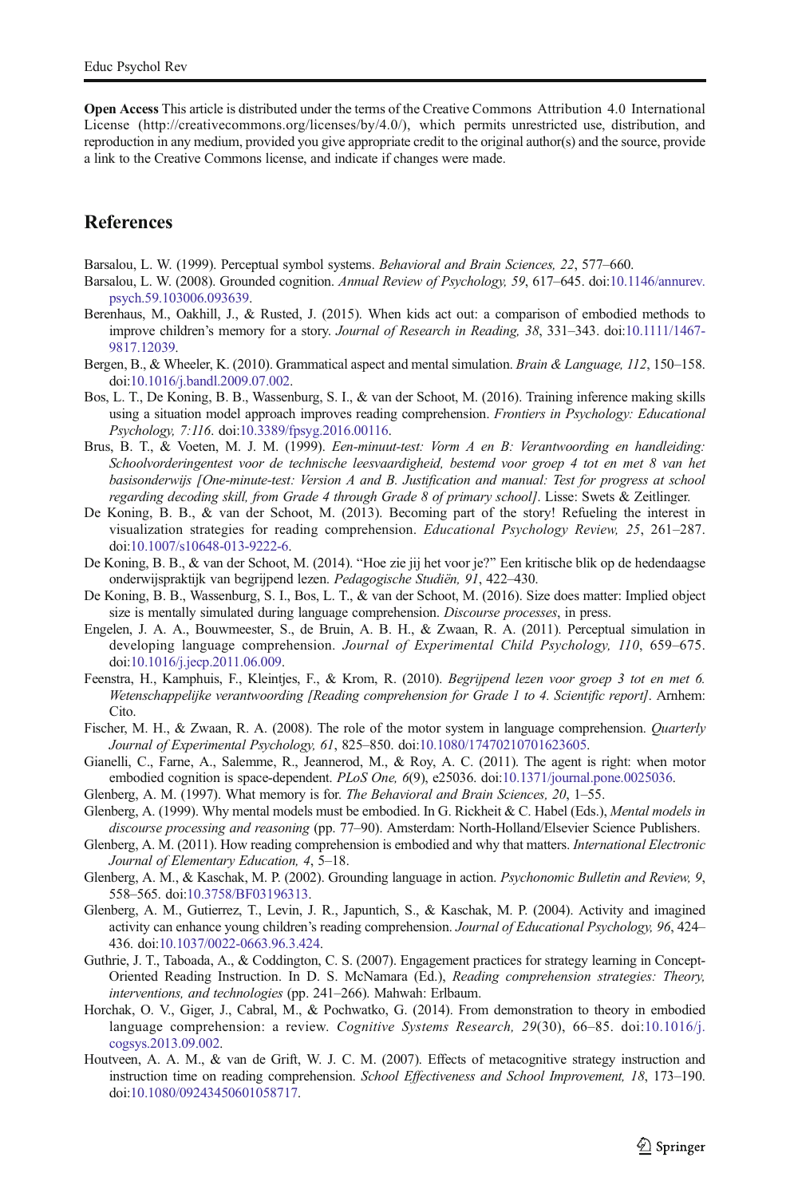**Open Access** This article is distributed under the terms of the Creative Commons Attribution 4.0 International License (http://creativecommons.org/licenses/by/4.0/), which permits unrestricted use, distribution, and reproduction in any medium, provided you give appropriate credit to the original author(s) and the source, provide a link to the Creative Commons license, and indicate if changes were made.

## References

Barsalou, L. W. (1999). Perceptual symbol systems. *Behavioral and Brain Sciences, 22*, 577–660.

Barsalou, L. W. (2008). Grounded cognition. *Annual Review of Psychology, 59*, 617–645. doi:10.1146/annurev.psych.59.103006.093639.

Berenhaus, M., Oakhill, J., & Rusted, J. (2015). When kids act out: a comparison of embodied methods to improve children's memory for a story. *Journal of Research in Reading, 38*, 331–343. doi:10.1111/1467-9817.12039.

Bergen, B., & Wheeler, K. (2010). Grammatical aspect and mental simulation. *Brain & Language, 112*, 150–158. doi:10.1016/j.bandl.2009.07.002.

Bos, L. T., De Koning, B. B., Wassenburg, S. I., & van der Schoot, M. (2016). Training inference making skills using a situation model approach improves reading comprehension. *Frontiers in Psychology: Educational Psychology, 7:116*. doi:10.3389/fpsyg.2016.00116.

Brus, B. T., & Voeten, M. J. M. (1999). *Een-minuut-test: Vorm A en B: Verantwoording en handleiding: Schoolvorderingentest voor de technische leesvaardigheid, bestemd voor groep 4 tot en met 8 van het basisonderwijs [One-minute-test: Version A and B. Justification and manual: Test for progress at school regarding decoding skill, from Grade 4 through Grade 8 of primary school]*. Lisse: Swets & Zeitlinger.

De Koning, B. B., & van der Schoot, M. (2013). Becoming part of the story! Refueling the interest in visualization strategies for reading comprehension. *Educational Psychology Review, 25*, 261–287. doi:10.1007/s10648-013-9222-6.

De Koning, B. B., & van der Schoot, M. (2014). "Hoe zie jij het voor je?" Een kritische blik op de hedendaagse onderwijspraktijk van begrijpend lezen. *Pedagogische Studiën, 91*, 422–430.

De Koning, B. B., Wassenburg, S. I., Bos, L. T., & van der Schoot, M. (2016). Size does matter: Implied object size is mentally simulated during language comprehension. *Discourse processes*, in press.

Engelen, J. A. A., Bouwmeester, S., de Bruin, A. B. H., & Zwaan, R. A. (2011). Perceptual simulation in developing language comprehension. *Journal of Experimental Child Psychology, 110*, 659–675. doi:10.1016/j.jecp.2011.06.009.

Feenstra, H., Kamphuis, F., Kleintjes, F., & Krom, R. (2010). *Begrijpend lezen voor groep 3 tot en met 6. Wetenschappelijke verantwoording [Reading comprehension for Grade 1 to 4. Scientific report]*. Arnhem: Cito.

Fischer, M. H., & Zwaan, R. A. (2008). The role of the motor system in language comprehension. *Quarterly Journal of Experimental Psychology, 61*, 825–850. doi:10.1080/17470210701623605.

Gianelli, C., Farne, A., Salemme, R., Jeannerod, M., & Roy, A. C. (2011). The agent is right: when motor embodied cognition is space-dependent. *PLoS One, 6*(9), e25036. doi:10.1371/journal.pone.0025036.

Glenberg, A. M. (1997). What memory is for. *The Behavioral and Brain Sciences, 20*, 1–55.

Glenberg, A. (1999). Why mental models must be embodied. In G. Rickheit & C. Habel (Eds.), *Mental models in discourse processing and reasoning* (pp. 77–90). Amsterdam: North-Holland/Elsevier Science Publishers.

Glenberg, A. M. (2011). How reading comprehension is embodied and why that matters. *International Electronic Journal of Elementary Education, 4*, 5–18.

Glenberg, A. M., & Kaschak, M. P. (2002). Grounding language in action. *Psychonomic Bulletin and Review, 9*, 558–565. doi:10.3758/BF03196313.

Glenberg, A. M., Gutierrez, T., Levin, J. R., Japuntich, S., & Kaschak, M. P. (2004). Activity and imagined activity can enhance young children's reading comprehension. *Journal of Educational Psychology, 96*, 424–436. doi:10.1037/0022-0663.96.3.424.

Guthrie, J. T., Taboada, A., & Coddington, C. S. (2007). Engagement practices for strategy learning in Concept-Oriented Reading Instruction. In D. S. McNamara (Ed.), *Reading comprehension strategies: Theory, interventions, and technologies* (pp. 241–266). Mahwah: Erlbaum.

Horchak, O. V., Giger, J., Cabral, M., & Pochwatko, G. (2014). From demonstration to theory in embodied language comprehension: a review. *Cognitive Systems Research, 29*(30), 66–85. doi:10.1016/j.cogsys.2013.09.002.

Houtveen, A. A. M., & van de Grift, W. J. C. M. (2007). Effects of metacognitive strategy instruction and instruction time on reading comprehension. *School Effectiveness and School Improvement, 18*, 173–190. doi:10.1080/09243450601058717.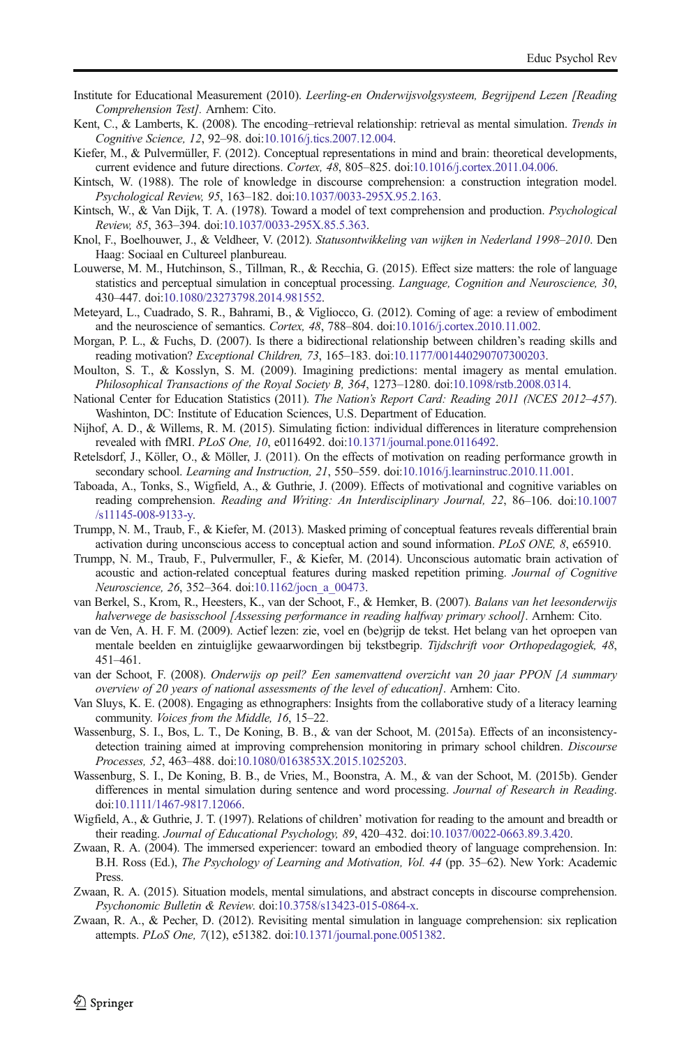Institute for Educational Measurement (2010). *Leerling-en Onderwijsvolgsysteem, Begrijpend Lezen [Reading Comprehension Test].* Arnhem: Cito.

Kent, C., & Lamberts, K. (2008). The encoding–retrieval relationship: retrieval as mental simulation. *Trends in Cognitive Science, 12*, 92–98. doi:10.1016/j.tics.2007.12.004.

Kiefer, M., & Pulvermüller, F. (2012). Conceptual representations in mind and brain: theoretical developments, current evidence and future directions. *Cortex, 48*, 805–825. doi:10.1016/j.cortex.2011.04.006.

Kintsch, W. (1988). The role of knowledge in discourse comprehension: a construction integration model. *Psychological Review, 95*, 163–182. doi:10.1037/0033-295X.95.2.163.

Kintsch, W., & Van Dijk, T. A. (1978). Toward a model of text comprehension and production. *Psychological Review, 85*, 363–394. doi:10.1037/0033-295X.85.5.363.

Knol, F., Boelhouwer, J., & Veldheer, V. (2012). *Statusontwikkeling van wijken in Nederland 1998–2010*. Den Haag: Sociaal en Cultureel planbureau.

Louwerse, M. M., Hutchinson, S., Tillman, R., & Recchia, G. (2015). Effect size matters: the role of language statistics and perceptual simulation in conceptual processing. *Language, Cognition and Neuroscience, 30*, 430–447. doi:10.1080/23273798.2014.981552.

Meteyard, L., Cuadrado, S. R., Bahrami, B., & Vigliocco, G. (2012). Coming of age: a review of embodiment and the neuroscience of semantics. *Cortex, 48*, 788–804. doi:10.1016/j.cortex.2010.11.002.

Morgan, P. L., & Fuchs, D. (2007). Is there a bidirectional relationship between children's reading skills and reading motivation? *Exceptional Children, 73*, 165–183. doi:10.1177/001440290707300203.

Moulton, S. T., & Kosslyn, S. M. (2009). Imagining predictions: mental imagery as mental emulation. *Philosophical Transactions of the Royal Society B, 364*, 1273–1280. doi:10.1098/rstb.2008.0314.

National Center for Education Statistics (2011). *The Nation's Report Card: Reading 2011 (NCES 2012–457)*. Washinton, DC: Institute of Education Sciences, U.S. Department of Education.

Nijhof, A. D., & Willems, R. M. (2015). Simulating fiction: individual differences in literature comprehension revealed with fMRI. *PLoS One, 10*, e0116492. doi:10.1371/journal.pone.0116492.

Retelsdorf, J., Köller, O., & Möller, J. (2011). On the effects of motivation on reading performance growth in secondary school. *Learning and Instruction, 21*, 550–559. doi:10.1016/j.learninstruc.2010.11.001.

Taboada, A., Tonks, S., Wigfield, A., & Guthrie, J. (2009). Effects of motivational and cognitive variables on reading comprehension. *Reading and Writing: An Interdisciplinary Journal, 22*, 86–106. doi:10.1007/s11145-008-9133-y.

Trumpp, N. M., Traub, F., & Kiefer, M. (2013). Masked priming of conceptual features reveals differential brain activation during unconscious access to conceptual action and sound information. *PLoS ONE, 8*, e65910.

Trumpp, N. M., Traub, F., Pulvermuller, F., & Kiefer, M. (2014). Unconscious automatic brain activation of acoustic and action-related conceptual features during masked repetition priming. *Journal of Cognitive Neuroscience, 26*, 352–364. doi:10.1162/jocn_a_00473.

van Berkel, S., Krom, R., Heesters, K., van der Schoot, F., & Hemker, B. (2007). *Balans van het leesonderwijs halverwege de basisschool [Assessing performance in reading halfway primary school]*. Arnhem: Cito.

van de Ven, A. H. F. M. (2009). Actief lezen: zie, voel en (be)grijp de tekst. Het belang van het oproepen van mentale beelden en zintuiglijke gewaarwordingen bij tekstbegrip. *Tijdschrift voor Orthopedagogiek, 48*, 451–461.

van der Schoot, F. (2008). *Onderwijs op peil? Een samenvattend overzicht van 20 jaar PPON [A summary overview of 20 years of national assessments of the level of education]*. Arnhem: Cito.

Van Sluys, K. E. (2008). Engaging as ethnographers: Insights from the collaborative study of a literacy learning community. *Voices from the Middle, 16*, 15–22.

Wassenburg, S. I., Bos, L. T., De Koning, B. B., & van der Schoot, M. (2015a). Effects of an inconsistency-detection training aimed at improving comprehension monitoring in primary school children. *Discourse Processes, 52*, 463–488. doi:10.1080/0163853X.2015.1025203.

Wassenburg, S. I., De Koning, B. B., de Vries, M., Boonstra, A. M., & van der Schoot, M. (2015b). Gender differences in mental simulation during sentence and word processing. *Journal of Research in Reading*. doi:10.1111/1467-9817.12066.

Wigfield, A., & Guthrie, J. T. (1997). Relations of children' motivation for reading to the amount and breadth or their reading. *Journal of Educational Psychology, 89*, 420–432. doi:10.1037/0022-0663.89.3.420.

Zwaan, R. A. (2004). The immersed experiencer: toward an embodied theory of language comprehension. In: B.H. Ross (Ed.), *The Psychology of Learning and Motivation, Vol. 44* (pp. 35–62). New York: Academic Press.

Zwaan, R. A. (2015). Situation models, mental simulations, and abstract concepts in discourse comprehension. *Psychonomic Bulletin & Review*. doi:10.3758/s13423-015-0864-x.

Zwaan, R. A., & Pecher, D. (2012). Revisiting mental simulation in language comprehension: six replication attempts. *PLoS One, 7*(12), e51382. doi:10.1371/journal.pone.0051382.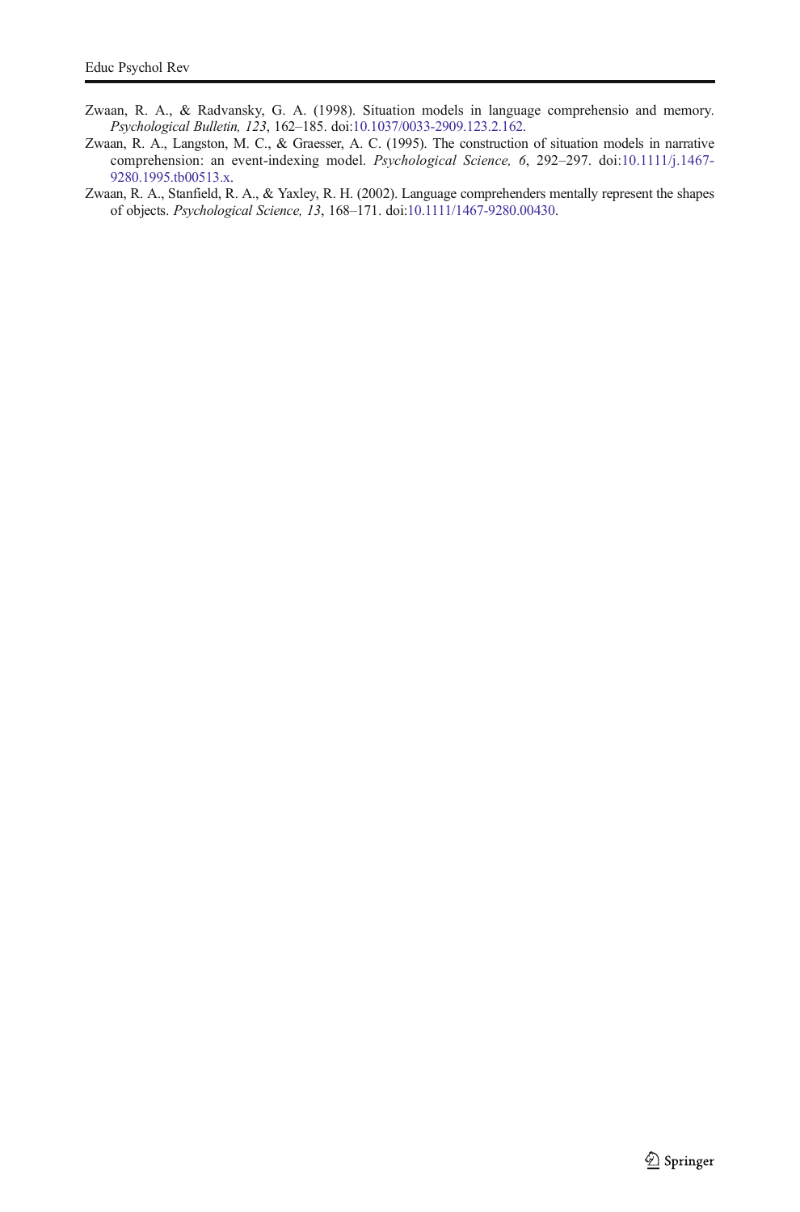Zwaan, R. A., & Radvansky, G. A. (1998). Situation models in language comprehensio and memory. *Psychological Bulletin, 123*, 162–185. doi:10.1037/0033-2909.123.2.162.

Zwaan, R. A., Langston, M. C., & Graesser, A. C. (1995). The construction of situation models in narrative comprehension: an event-indexing model. *Psychological Science, 6*, 292–297. doi:10.1111/j.1467-9280.1995.tb00513.x.

Zwaan, R. A., Stanfield, R. A., & Yaxley, R. H. (2002). Language comprehenders mentally represent the shapes of objects. *Psychological Science, 13*, 168–171. doi:10.1111/1467-9280.00430.